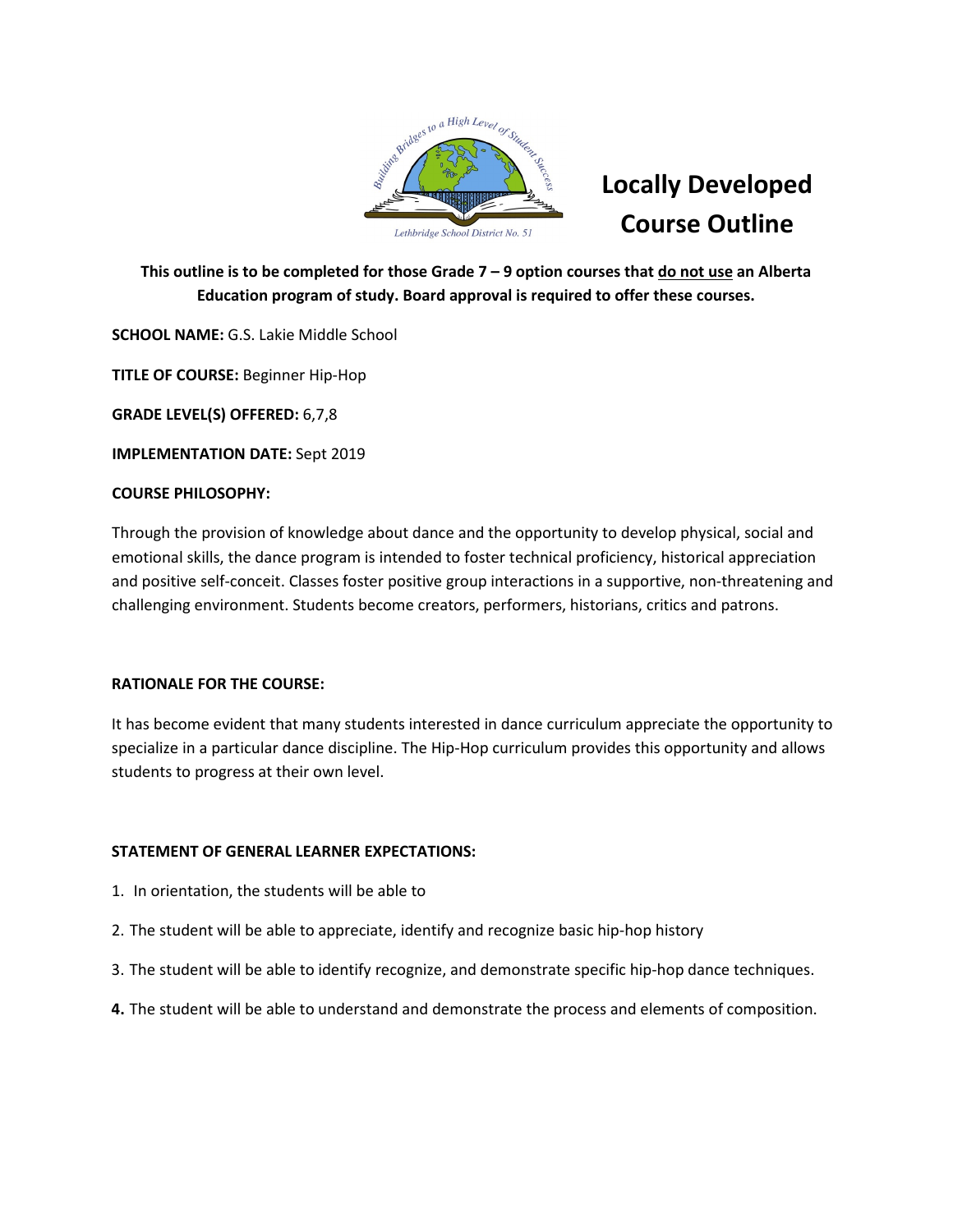# Locally Developed Course Outline

**This outline is to be completed for those Grade 7 – 9 option courses that do not use an Alberta Education program of study. Board approval is required to offer these courses.**

**SCHOOL NAME:** G.S. Lakie Middle School

**TITLE OF COURSE:** Beginner Hip-Hop

**GRADE LEVEL(S) OFFERED:** 6,7,8

**IMPLEMENTATION DATE:** Sept 2019

**COURSE PHILOSOPHY:**

Through the provision of knowledge about dance and the opportunity to develop physical, social and emotional skills, the dance program is intended to foster technical proficiency, historical appreciation and positive self-conceit. Classes foster positive group interactions in a supportive, non-threatening and challenging environment. Students become creators, performers, historians, critics and patrons.

**RATIONALE FOR THE COURSE:**

It has become evident that many students interested in dance curriculum appreciate the opportunity to specialize in a particular dance discipline. The Hip-Hop curriculum provides this opportunity and allows students to progress at their own level.

**STATEMENT OF GENERAL LEARNER EXPECTATIONS:**

1. In orientation, the students will be able to
2. The student will be able to appreciate, identify and recognize basic hip-hop history
3. The student will be able to identify recognize, and demonstrate specific hip-hop dance techniques.
4. The student will be able to understand and demonstrate the process and elements of composition.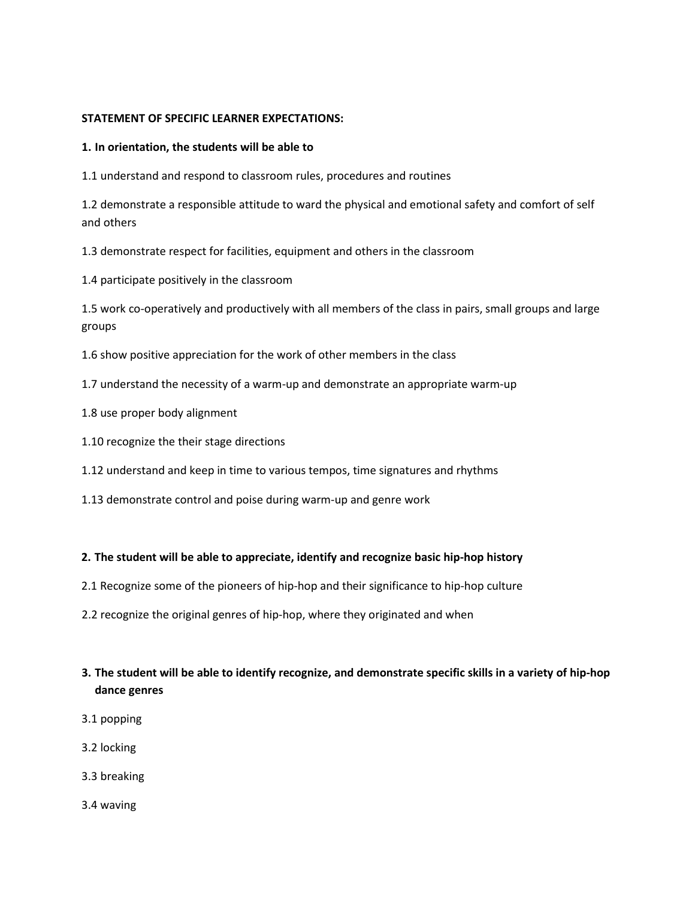**STATEMENT OF SPECIFIC LEARNER EXPECTATIONS:**

**1. In orientation, the students will be able to**

1.1 understand and respond to classroom rules, procedures and routines

1.2 demonstrate a responsible attitude to ward the physical and emotional safety and comfort of self and others

1.3 demonstrate respect for facilities, equipment and others in the classroom

1.4 participate positively in the classroom

1.5 work co-operatively and productively with all members of the class in pairs, small groups and large groups

1.6 show positive appreciation for the work of other members in the class

1.7 understand the necessity of a warm-up and demonstrate an appropriate warm-up

1.8 use proper body alignment

1.10 recognize the their stage directions

1.12 understand and keep in time to various tempos, time signatures and rhythms

1.13 demonstrate control and poise during warm-up and genre work

**2. The student will be able to appreciate, identify and recognize basic hip-hop history**

2.1 Recognize some of the pioneers of hip-hop and their significance to hip-hop culture

2.2 recognize the original genres of hip-hop, where they originated and when

**3. The student will be able to identify recognize, and demonstrate specific skills in a variety of hip-hop dance genres**

3.1 popping

3.2 locking

3.3 breaking

3.4 waving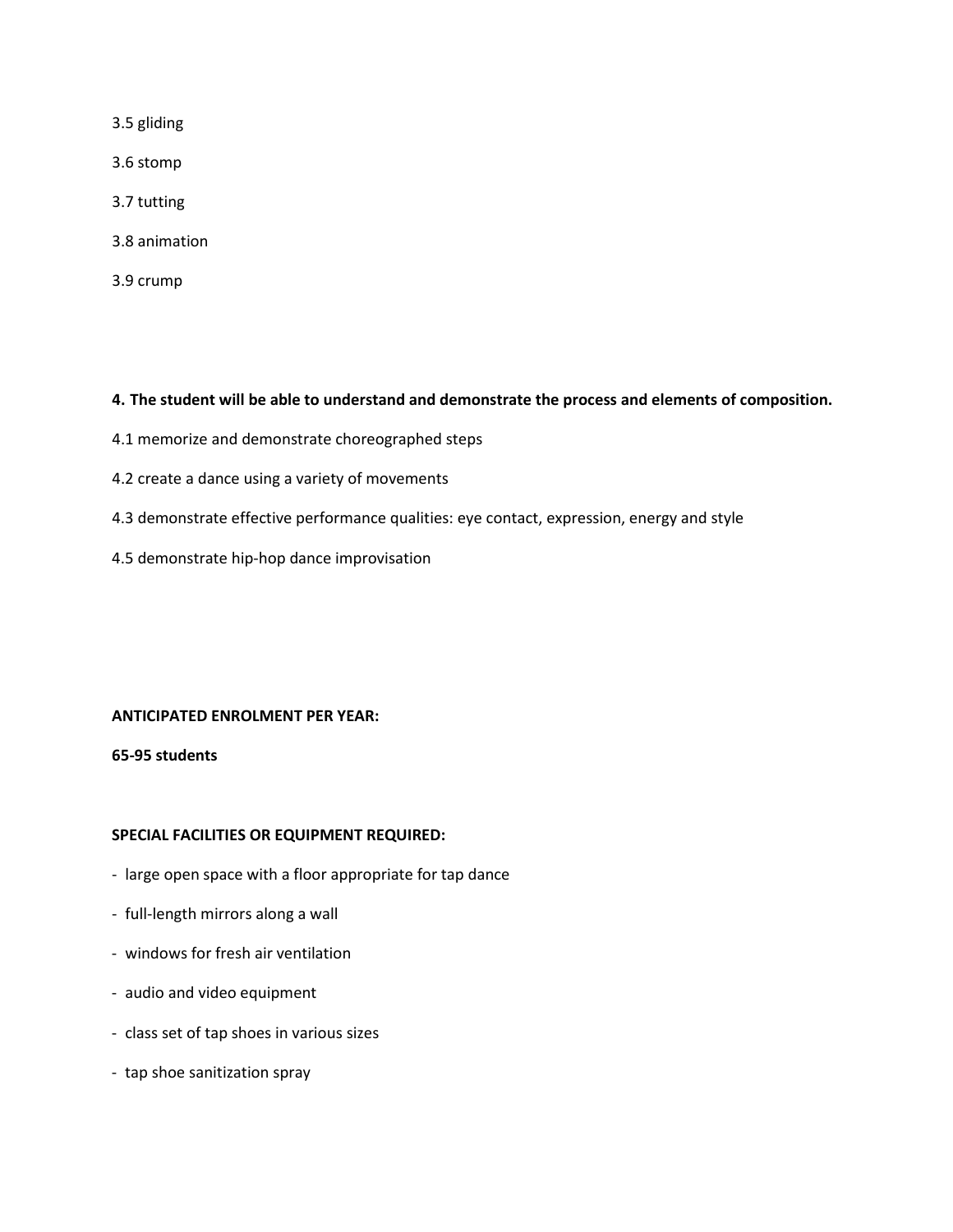3.5 gliding

3.6 stomp

3.7 tutting

3.8 animation

3.9 crump

**4. The student will be able to understand and demonstrate the process and elements of composition.**

4.1 memorize and demonstrate choreographed steps

4.2 create a dance using a variety of movements

4.3 demonstrate effective performance qualities: eye contact, expression, energy and style

4.5 demonstrate hip-hop dance improvisation

**ANTICIPATED ENROLMENT PER YEAR:**

**65-95 students**

**SPECIAL FACILITIES OR EQUIPMENT REQUIRED:**

- large open space with a floor appropriate for tap dance
- full-length mirrors along a wall
- windows for fresh air ventilation
- audio and video equipment
- class set of tap shoes in various sizes
- tap shoe sanitization spray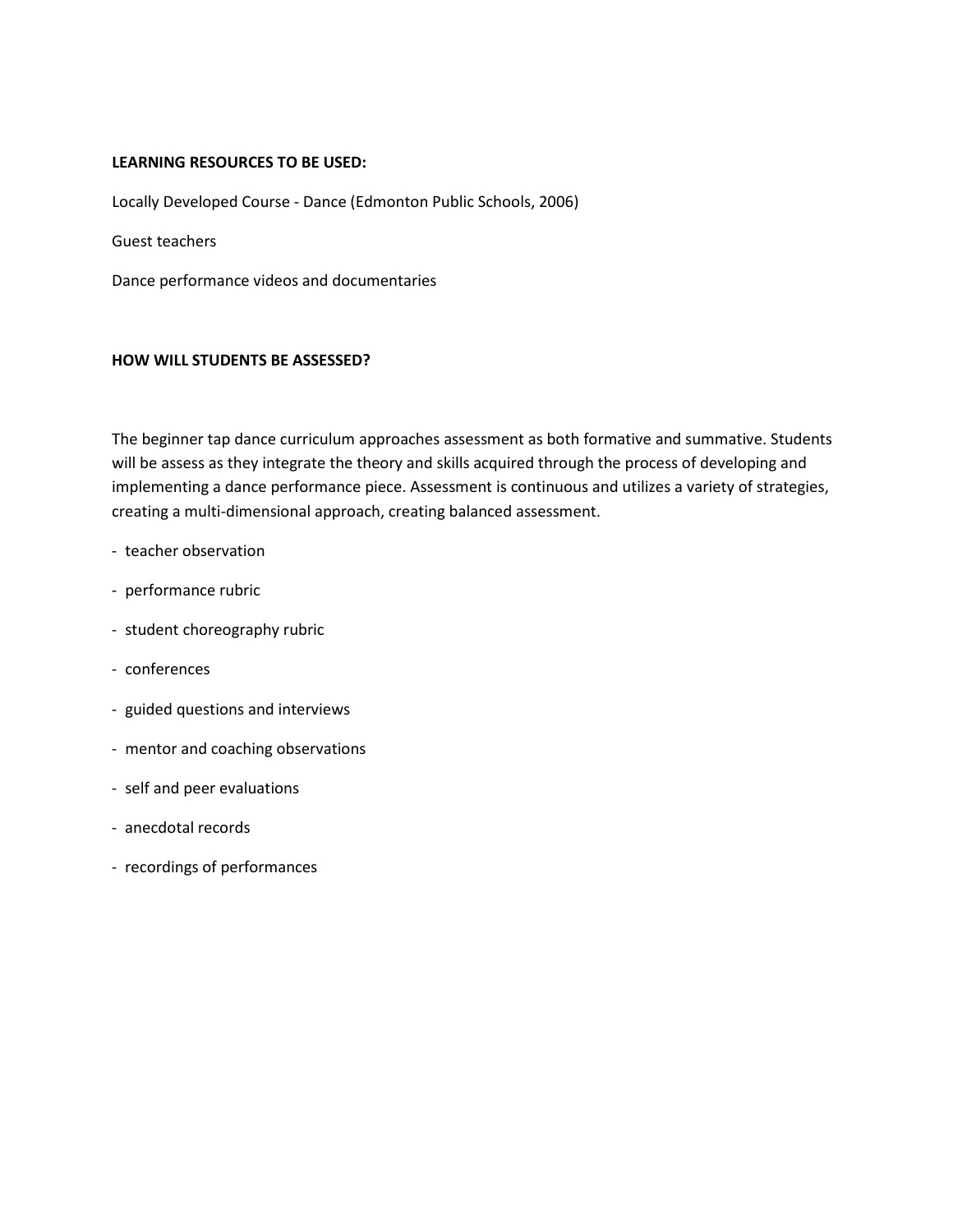**LEARNING RESOURCES TO BE USED:**

Locally Developed Course - Dance (Edmonton Public Schools, 2006)

Guest teachers

Dance performance videos and documentaries

**HOW WILL STUDENTS BE ASSESSED?**

The beginner tap dance curriculum approaches assessment as both formative and summative. Students will be assess as they integrate the theory and skills acquired through the process of developing and implementing a dance performance piece. Assessment is continuous and utilizes a variety of strategies, creating a multi-dimensional approach, creating balanced assessment.

- teacher observation
- performance rubric
- student choreography rubric
- conferences
- guided questions and interviews
- mentor and coaching observations
- self and peer evaluations
- anecdotal records
- recordings of performances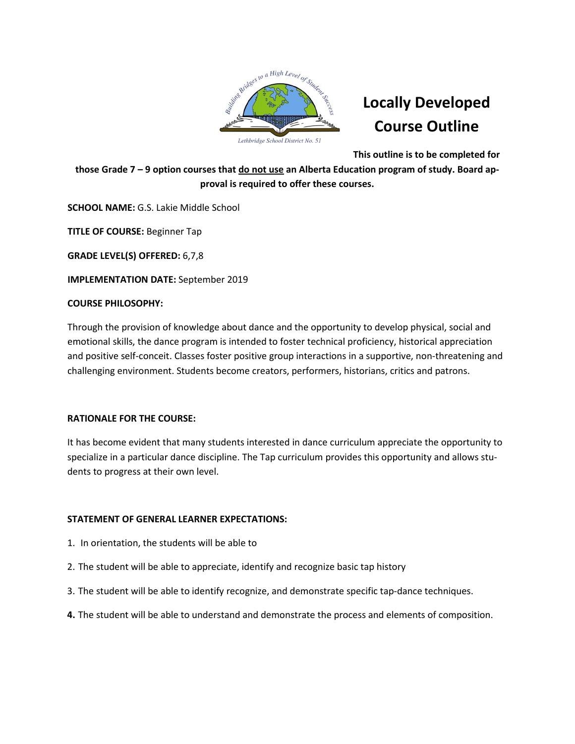# Locally Developed Course Outline

**This outline is to be completed for those Grade 7 – 9 option courses that do not use an Alberta Education program of study. Board approval is required to offer these courses.**

**SCHOOL NAME:** G.S. Lakie Middle School

**TITLE OF COURSE:** Beginner Tap

**GRADE LEVEL(S) OFFERED:** 6,7,8

**IMPLEMENTATION DATE:** September 2019

**COURSE PHILOSOPHY:**

Through the provision of knowledge about dance and the opportunity to develop physical, social and emotional skills, the dance program is intended to foster technical proficiency, historical appreciation and positive self-conceit. Classes foster positive group interactions in a supportive, non-threatening and challenging environment. Students become creators, performers, historians, critics and patrons.

**RATIONALE FOR THE COURSE:**

It has become evident that many students interested in dance curriculum appreciate the opportunity to specialize in a particular dance discipline. The Tap curriculum provides this opportunity and allows students to progress at their own level.

**STATEMENT OF GENERAL LEARNER EXPECTATIONS:**

1. In orientation, the students will be able to
2. The student will be able to appreciate, identify and recognize basic tap history
3. The student will be able to identify recognize, and demonstrate specific tap-dance techniques.
4. The student will be able to understand and demonstrate the process and elements of composition.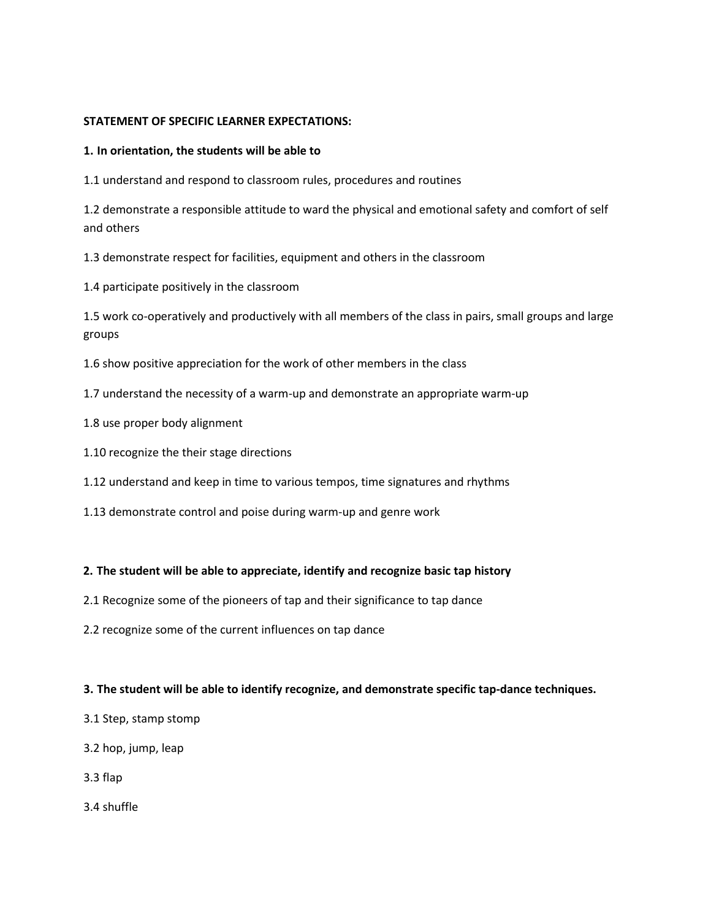**STATEMENT OF SPECIFIC LEARNER EXPECTATIONS:**

**1. In orientation, the students will be able to**

1.1 understand and respond to classroom rules, procedures and routines

1.2 demonstrate a responsible attitude to ward the physical and emotional safety and comfort of self and others

1.3 demonstrate respect for facilities, equipment and others in the classroom

1.4 participate positively in the classroom

1.5 work co-operatively and productively with all members of the class in pairs, small groups and large groups

1.6 show positive appreciation for the work of other members in the class

1.7 understand the necessity of a warm-up and demonstrate an appropriate warm-up

1.8 use proper body alignment

1.10 recognize the their stage directions

1.12 understand and keep in time to various tempos, time signatures and rhythms

1.13 demonstrate control and poise during warm-up and genre work

**2. The student will be able to appreciate, identify and recognize basic tap history**

2.1 Recognize some of the pioneers of tap and their significance to tap dance

2.2 recognize some of the current influences on tap dance

**3. The student will be able to identify recognize, and demonstrate specific tap-dance techniques.**

3.1 Step, stamp stomp

3.2 hop, jump, leap

3.3 flap

3.4 shuffle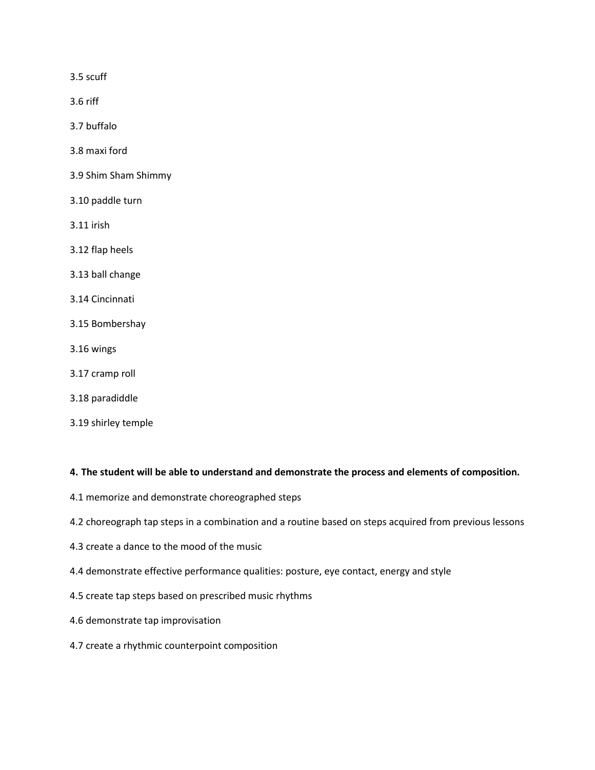3.5 scuff

3.6 riff

3.7 buffalo

3.8 maxi ford

3.9 Shim Sham Shimmy

3.10 paddle turn

3.11 irish

3.12 flap heels

3.13 ball change

3.14 Cincinnati

3.15 Bombershay

3.16 wings

3.17 cramp roll

3.18 paradiddle

3.19 shirley temple

**4. The student will be able to understand and demonstrate the process and elements of composition.**

4.1 memorize and demonstrate choreographed steps

4.2 choreograph tap steps in a combination and a routine based on steps acquired from previous lessons

4.3 create a dance to the mood of the music

4.4 demonstrate effective performance qualities: posture, eye contact, energy and style

4.5 create tap steps based on prescribed music rhythms

4.6 demonstrate tap improvisation

4.7 create a rhythmic counterpoint composition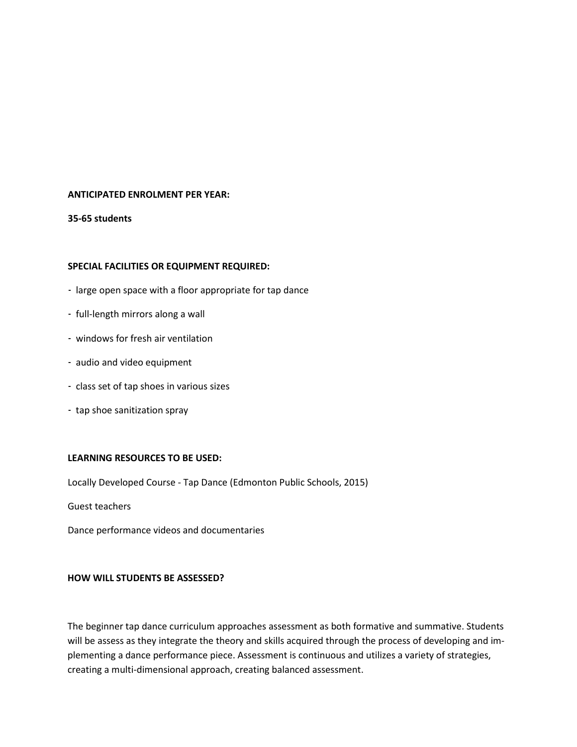**ANTICIPATED ENROLMENT PER YEAR:**

**35-65 students**

**SPECIAL FACILITIES OR EQUIPMENT REQUIRED:**

- large open space with a floor appropriate for tap dance
- full-length mirrors along a wall
- windows for fresh air ventilation
- audio and video equipment
- class set of tap shoes in various sizes
- tap shoe sanitization spray

**LEARNING RESOURCES TO BE USED:**

Locally Developed Course - Tap Dance (Edmonton Public Schools, 2015)

Guest teachers

Dance performance videos and documentaries

**HOW WILL STUDENTS BE ASSESSED?**

The beginner tap dance curriculum approaches assessment as both formative and summative. Students will be assess as they integrate the theory and skills acquired through the process of developing and implementing a dance performance piece. Assessment is continuous and utilizes a variety of strategies, creating a multi-dimensional approach, creating balanced assessment.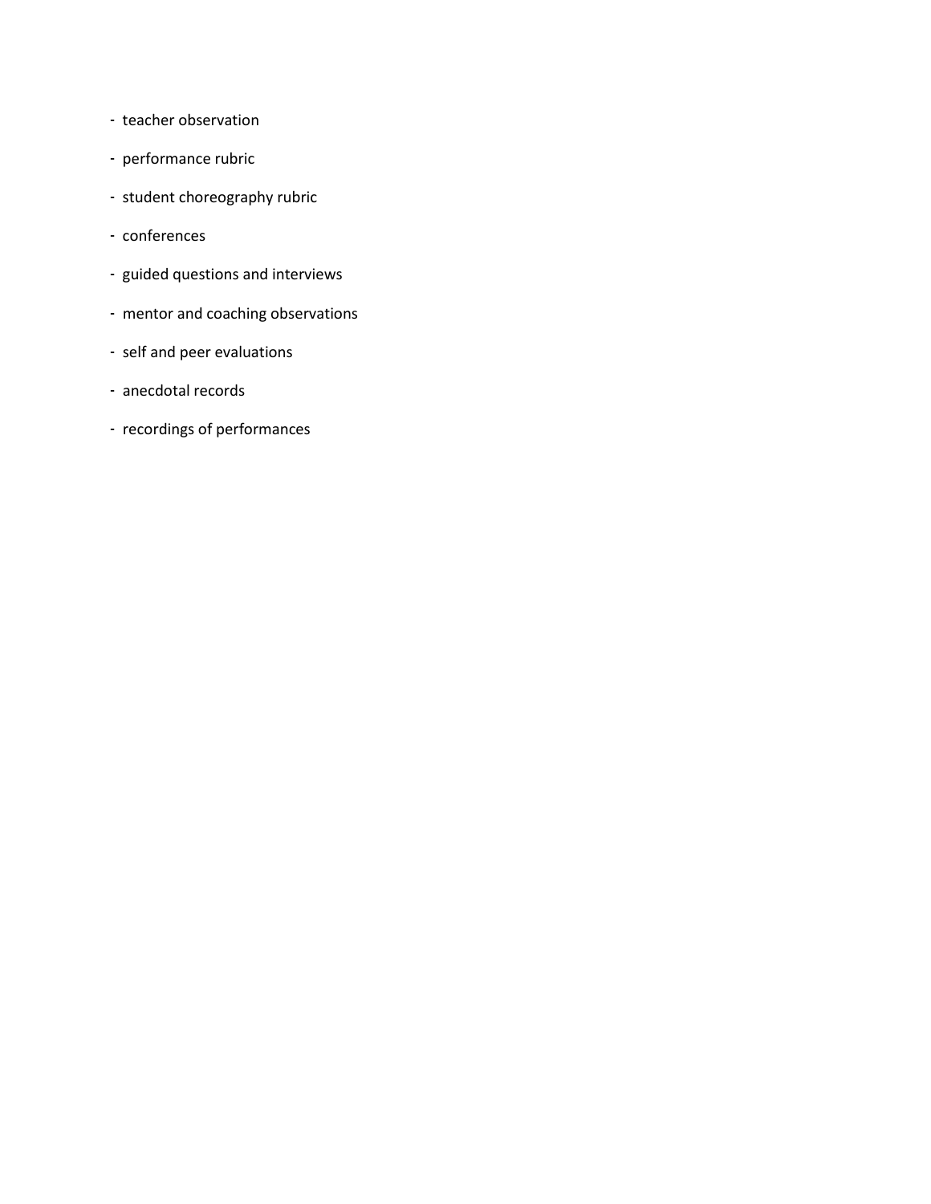- teacher observation
- performance rubric
- student choreography rubric
- conferences
- guided questions and interviews
- mentor and coaching observations
- self and peer evaluations
- anecdotal records
- recordings of performances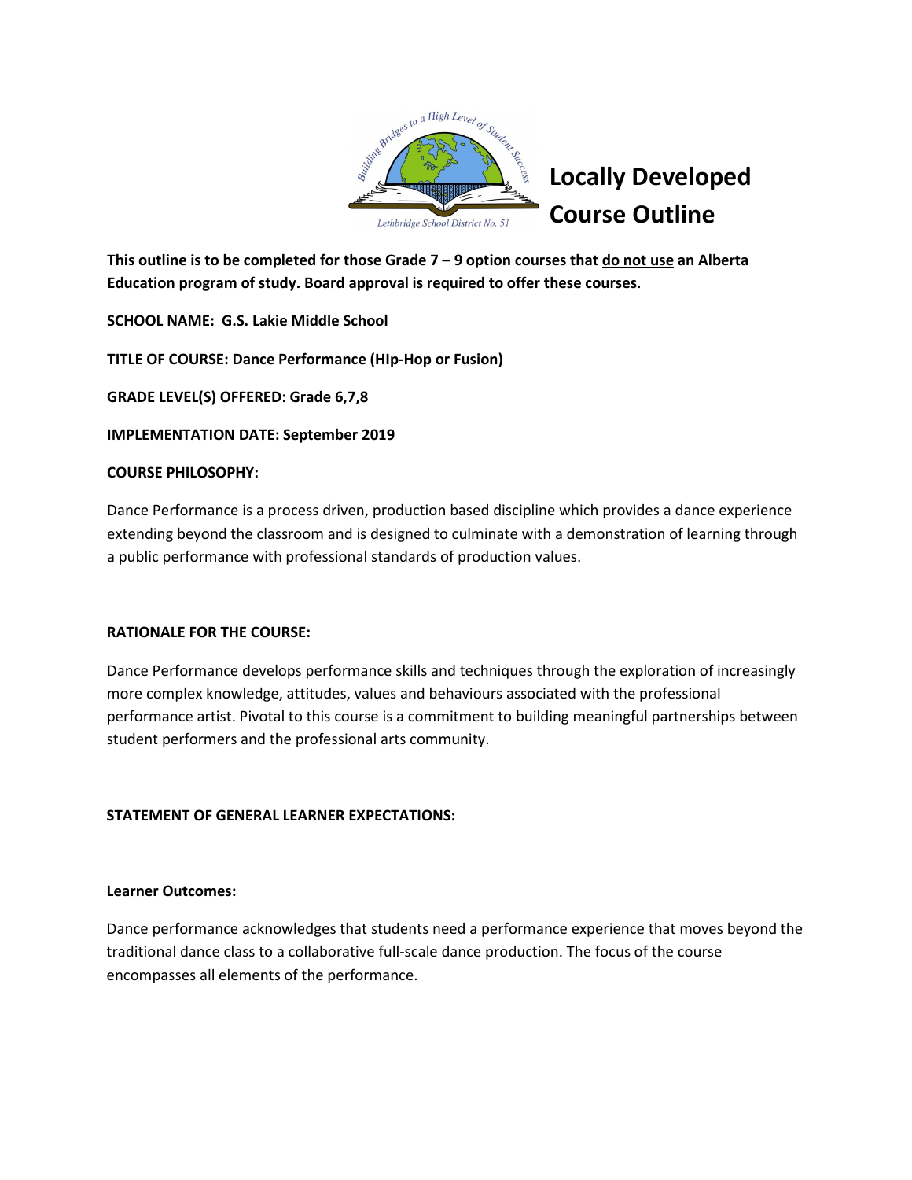# Locally Developed Course Outline

**This outline is to be completed for those Grade 7 – 9 option courses that do not use an Alberta Education program of study. Board approval is required to offer these courses.**

**SCHOOL NAME: G.S. Lakie Middle School**

**TITLE OF COURSE: Dance Performance (HIp-Hop or Fusion)**

**GRADE LEVEL(S) OFFERED: Grade 6,7,8**

**IMPLEMENTATION DATE: September 2019**

**COURSE PHILOSOPHY:**

Dance Performance is a process driven, production based discipline which provides a dance experience extending beyond the classroom and is designed to culminate with a demonstration of learning through a public performance with professional standards of production values.

**RATIONALE FOR THE COURSE:**

Dance Performance develops performance skills and techniques through the exploration of increasingly more complex knowledge, attitudes, values and behaviours associated with the professional performance artist. Pivotal to this course is a commitment to building meaningful partnerships between student performers and the professional arts community.

**STATEMENT OF GENERAL LEARNER EXPECTATIONS:**

**Learner Outcomes:**

Dance performance acknowledges that students need a performance experience that moves beyond the traditional dance class to a collaborative full-scale dance production. The focus of the course encompasses all elements of the performance.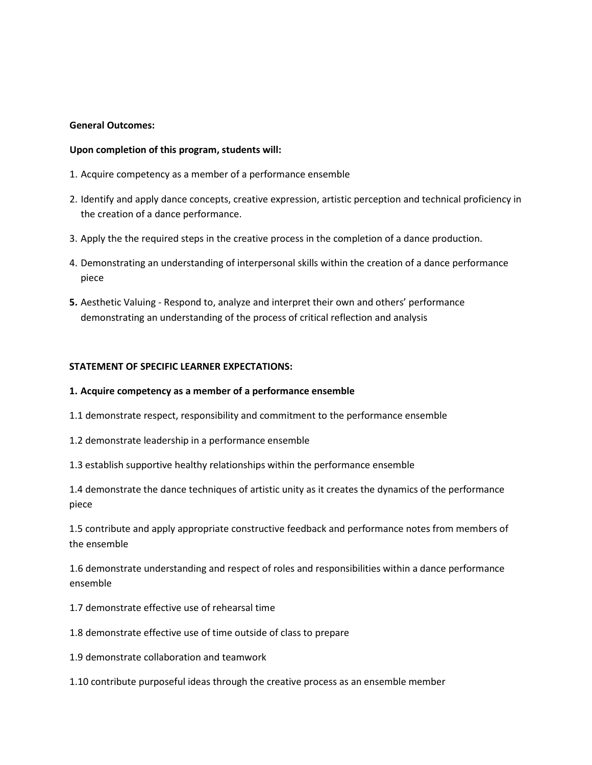**General Outcomes:**

**Upon completion of this program, students will:**

1. Acquire competency as a member of a performance ensemble
2. Identify and apply dance concepts, creative expression, artistic perception and technical proficiency in the creation of a dance performance.
3. Apply the the required steps in the creative process in the completion of a dance production.
4. Demonstrating an understanding of interpersonal skills within the creation of a dance performance piece
5. Aesthetic Valuing - Respond to, analyze and interpret their own and others' performance demonstrating an understanding of the process of critical reflection and analysis

**STATEMENT OF SPECIFIC LEARNER EXPECTATIONS:**

**1. Acquire competency as a member of a performance ensemble**

1.1 demonstrate respect, responsibility and commitment to the performance ensemble

1.2 demonstrate leadership in a performance ensemble

1.3 establish supportive healthy relationships within the performance ensemble

1.4 demonstrate the dance techniques of artistic unity as it creates the dynamics of the performance piece

1.5 contribute and apply appropriate constructive feedback and performance notes from members of the ensemble

1.6 demonstrate understanding and respect of roles and responsibilities within a dance performance ensemble

1.7 demonstrate effective use of rehearsal time

1.8 demonstrate effective use of time outside of class to prepare

1.9 demonstrate collaboration and teamwork

1.10 contribute purposeful ideas through the creative process as an ensemble member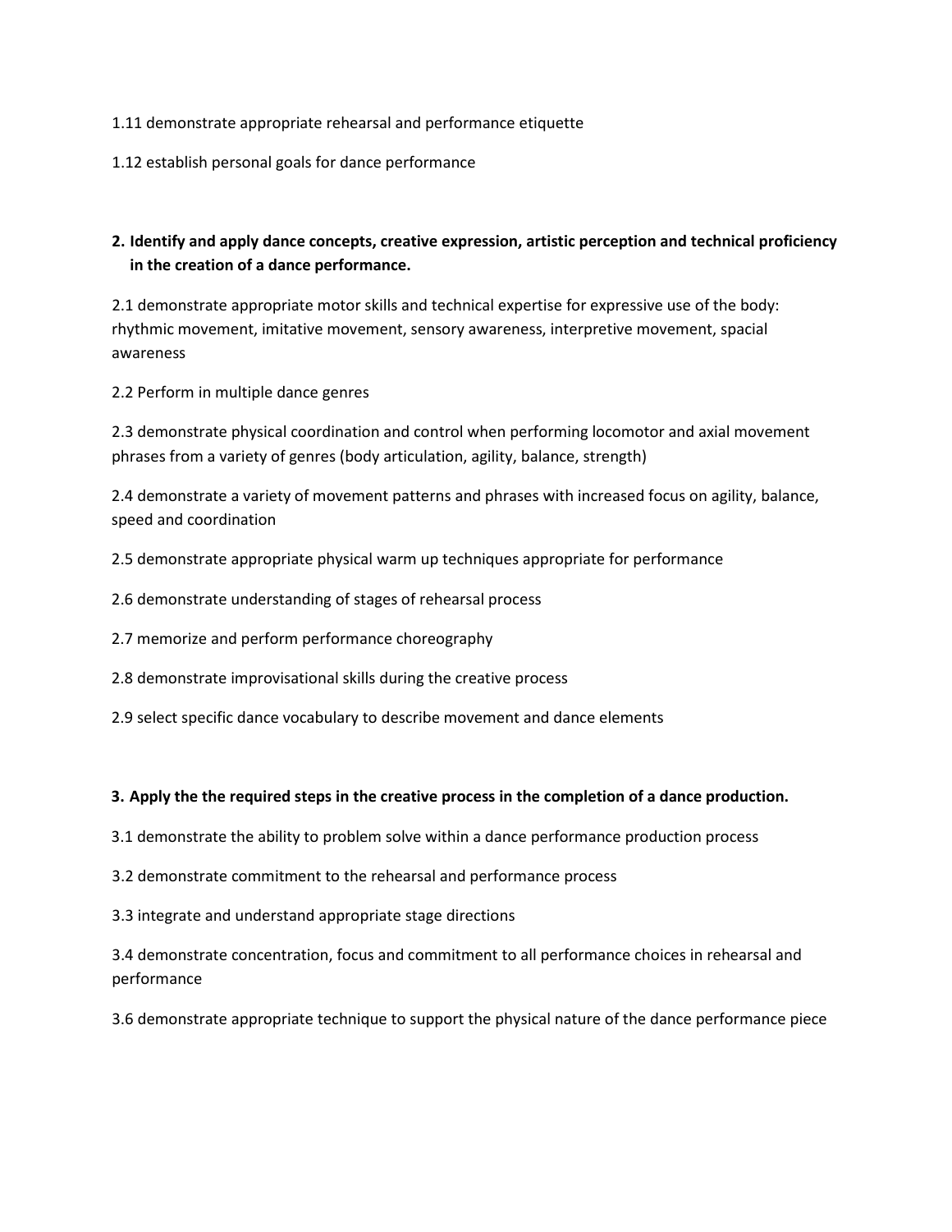1.11 demonstrate appropriate rehearsal and performance etiquette

1.12 establish personal goals for dance performance

**2. Identify and apply dance concepts, creative expression, artistic perception and technical proficiency in the creation of a dance performance.**

2.1 demonstrate appropriate motor skills and technical expertise for expressive use of the body: rhythmic movement, imitative movement, sensory awareness, interpretive movement, spacial awareness

2.2 Perform in multiple dance genres

2.3 demonstrate physical coordination and control when performing locomotor and axial movement phrases from a variety of genres (body articulation, agility, balance, strength)

2.4 demonstrate a variety of movement patterns and phrases with increased focus on agility, balance, speed and coordination

2.5 demonstrate appropriate physical warm up techniques appropriate for performance

2.6 demonstrate understanding of stages of rehearsal process

2.7 memorize and perform performance choreography

2.8 demonstrate improvisational skills during the creative process

2.9 select specific dance vocabulary to describe movement and dance elements

**3. Apply the the required steps in the creative process in the completion of a dance production.**

3.1 demonstrate the ability to problem solve within a dance performance production process

3.2 demonstrate commitment to the rehearsal and performance process

3.3 integrate and understand appropriate stage directions

3.4 demonstrate concentration, focus and commitment to all performance choices in rehearsal and performance

3.6 demonstrate appropriate technique to support the physical nature of the dance performance piece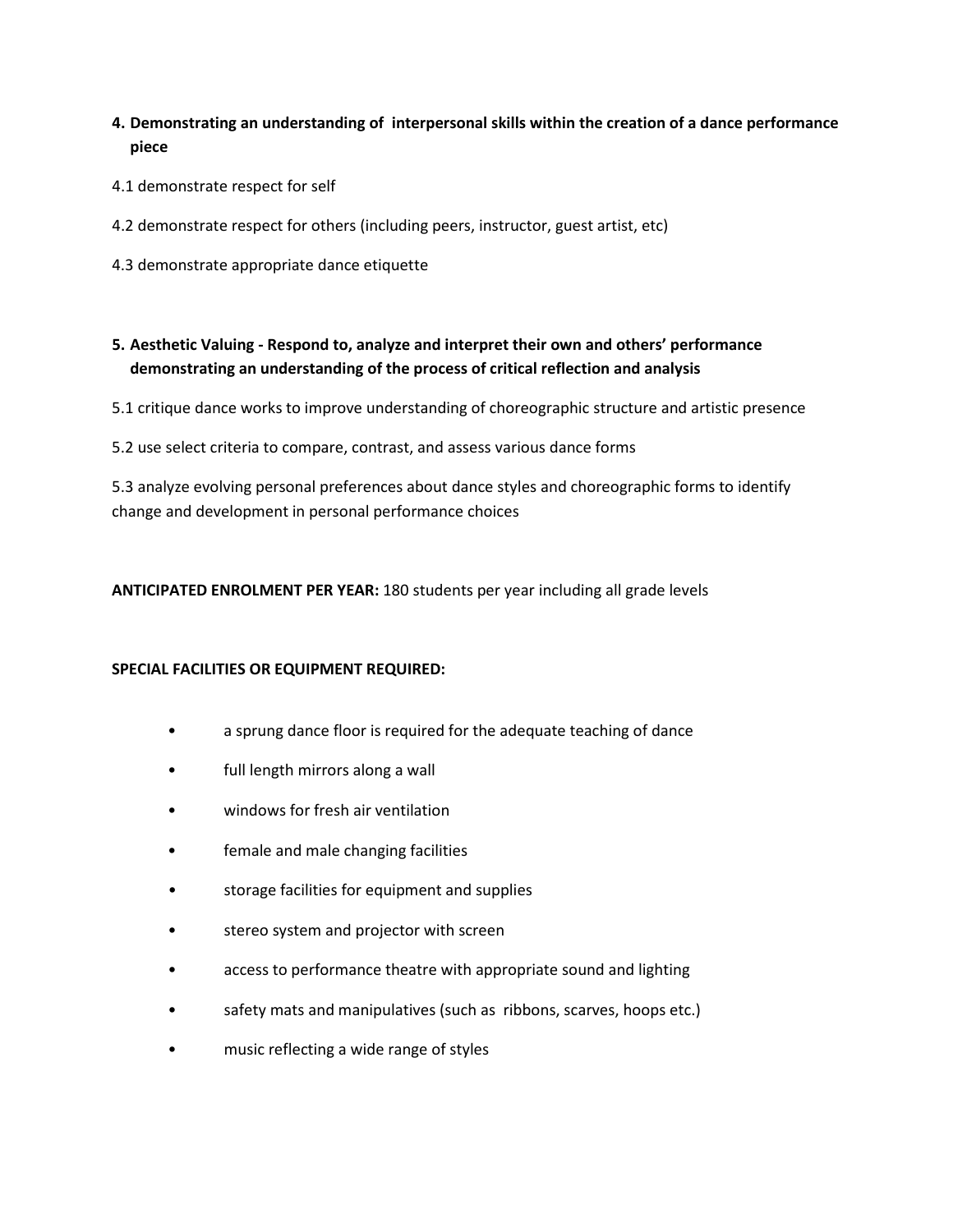**4. Demonstrating an understanding of interpersonal skills within the creation of a dance performance piece**

4.1 demonstrate respect for self

4.2 demonstrate respect for others (including peers, instructor, guest artist, etc)

4.3 demonstrate appropriate dance etiquette

**5. Aesthetic Valuing - Respond to, analyze and interpret their own and others' performance demonstrating an understanding of the process of critical reflection and analysis**

5.1 critique dance works to improve understanding of choreographic structure and artistic presence

5.2 use select criteria to compare, contrast, and assess various dance forms

5.3 analyze evolving personal preferences about dance styles and choreographic forms to identify change and development in personal performance choices

**ANTICIPATED ENROLMENT PER YEAR:** 180 students per year including all grade levels

**SPECIAL FACILITIES OR EQUIPMENT REQUIRED:**

- a sprung dance floor is required for the adequate teaching of dance
- full length mirrors along a wall
- windows for fresh air ventilation
- female and male changing facilities
- storage facilities for equipment and supplies
- stereo system and projector with screen
- access to performance theatre with appropriate sound and lighting
- safety mats and manipulatives (such as ribbons, scarves, hoops etc.)
- music reflecting a wide range of styles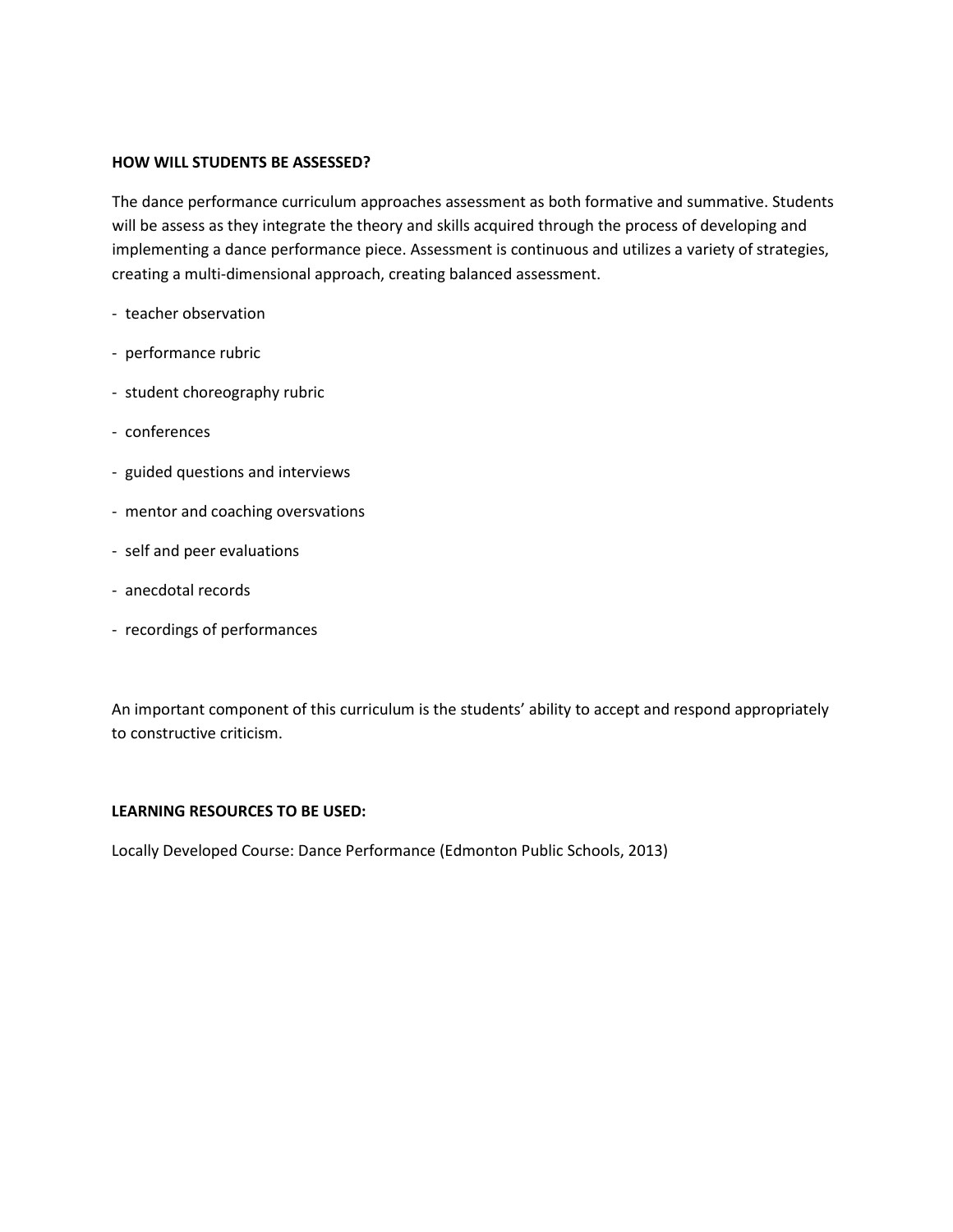**HOW WILL STUDENTS BE ASSESSED?**

The dance performance curriculum approaches assessment as both formative and summative. Students will be assess as they integrate the theory and skills acquired through the process of developing and implementing a dance performance piece. Assessment is continuous and utilizes a variety of strategies, creating a multi-dimensional approach, creating balanced assessment.

- teacher observation
- performance rubric
- student choreography rubric
- conferences
- guided questions and interviews
- mentor and coaching oversvations
- self and peer evaluations
- anecdotal records
- recordings of performances

An important component of this curriculum is the students' ability to accept and respond appropriately to constructive criticism.

**LEARNING RESOURCES TO BE USED:**

Locally Developed Course: Dance Performance (Edmonton Public Schools, 2013)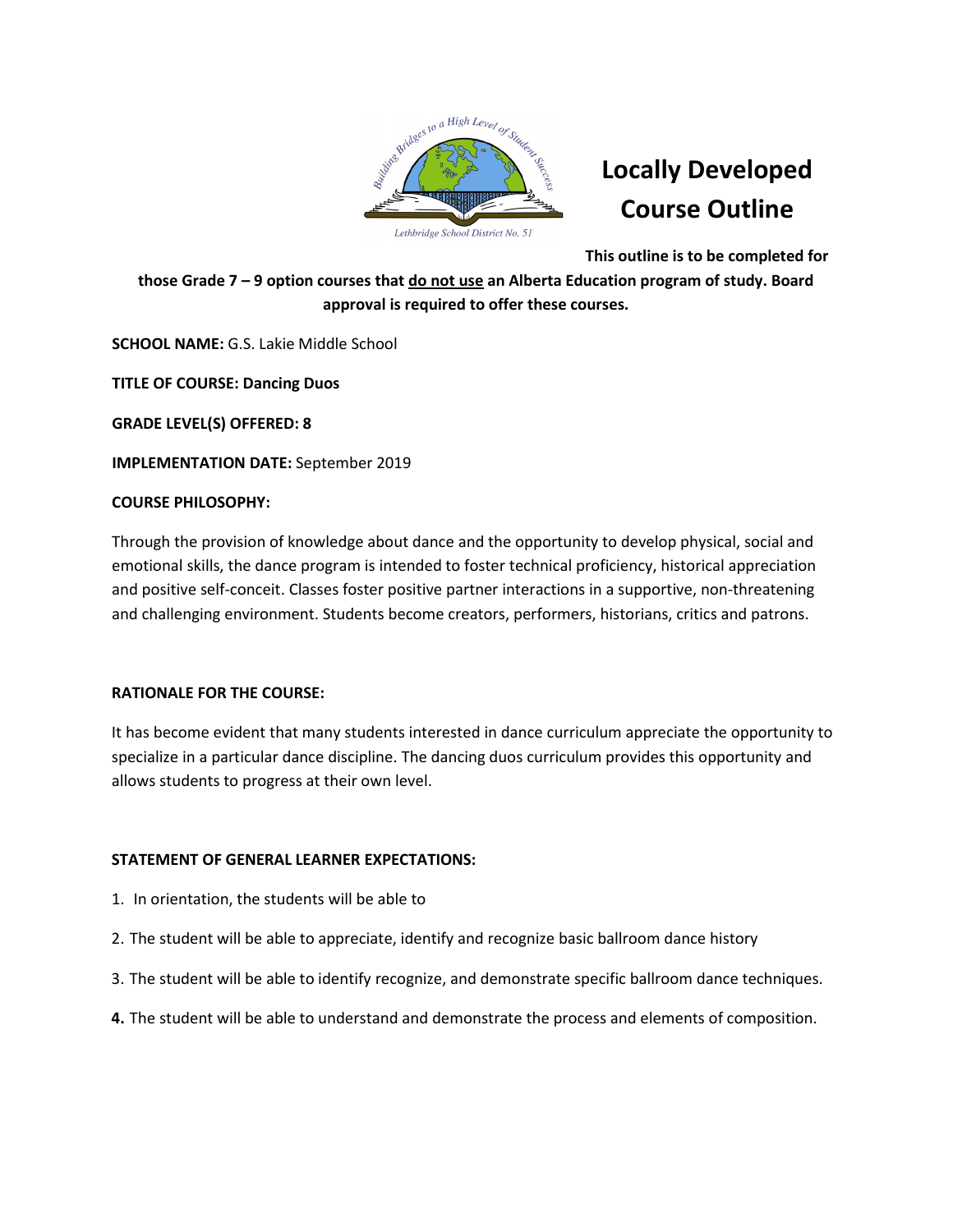# Locally Developed Course Outline

**This outline is to be completed for those Grade 7 – 9 option courses that do not use an Alberta Education program of study. Board approval is required to offer these courses.**

**SCHOOL NAME:** G.S. Lakie Middle School

**TITLE OF COURSE: Dancing Duos**

**GRADE LEVEL(S) OFFERED: 8**

**IMPLEMENTATION DATE:** September 2019

**COURSE PHILOSOPHY:**

Through the provision of knowledge about dance and the opportunity to develop physical, social and emotional skills, the dance program is intended to foster technical proficiency, historical appreciation and positive self-conceit. Classes foster positive partner interactions in a supportive, non-threatening and challenging environment. Students become creators, performers, historians, critics and patrons.

**RATIONALE FOR THE COURSE:**

It has become evident that many students interested in dance curriculum appreciate the opportunity to specialize in a particular dance discipline. The dancing duos curriculum provides this opportunity and allows students to progress at their own level.

**STATEMENT OF GENERAL LEARNER EXPECTATIONS:**

1. In orientation, the students will be able to
2. The student will be able to appreciate, identify and recognize basic ballroom dance history
3. The student will be able to identify recognize, and demonstrate specific ballroom dance techniques.
4. The student will be able to understand and demonstrate the process and elements of composition.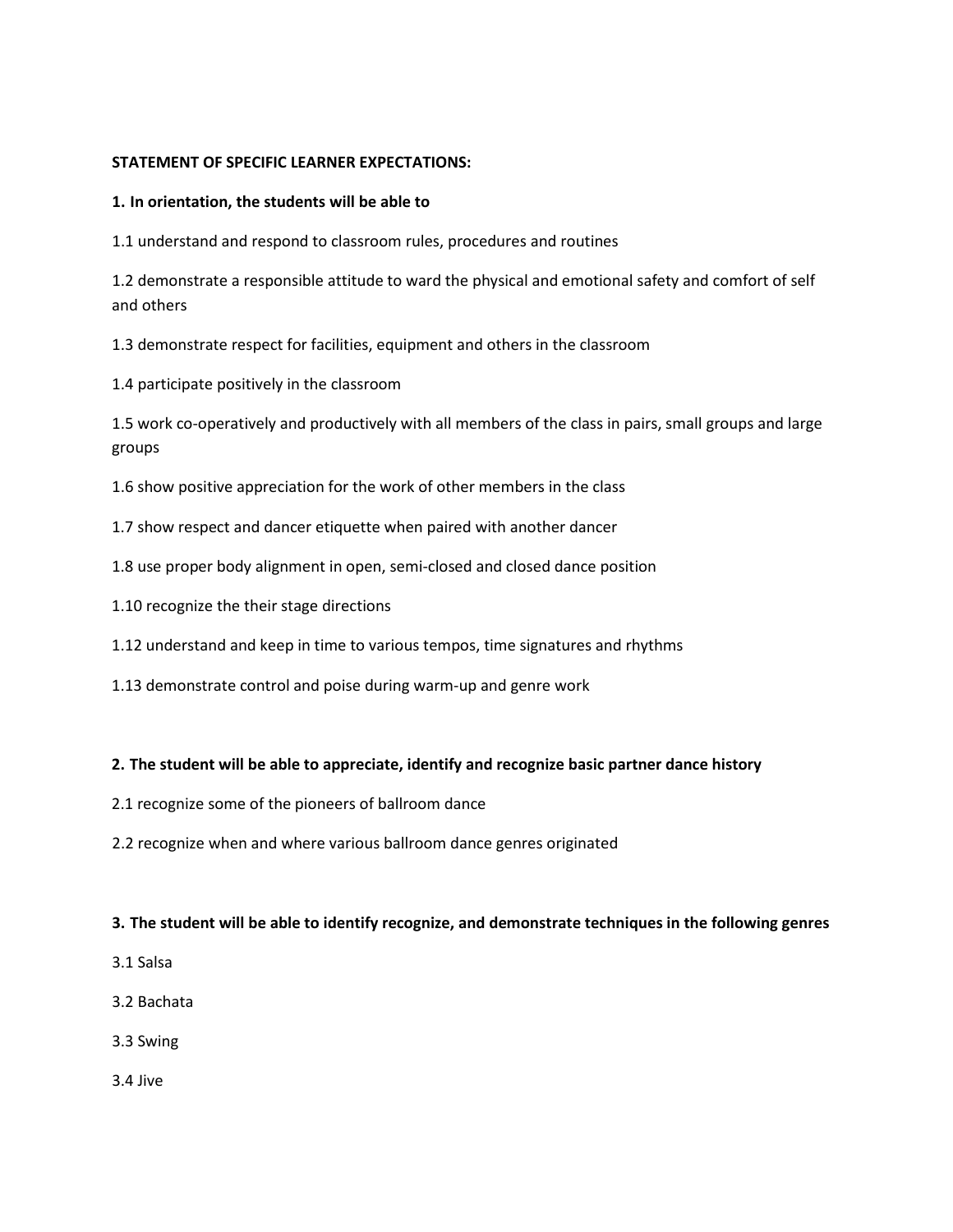**STATEMENT OF SPECIFIC LEARNER EXPECTATIONS:**

**1. In orientation, the students will be able to**

1.1 understand and respond to classroom rules, procedures and routines

1.2 demonstrate a responsible attitude to ward the physical and emotional safety and comfort of self and others

1.3 demonstrate respect for facilities, equipment and others in the classroom

1.4 participate positively in the classroom

1.5 work co-operatively and productively with all members of the class in pairs, small groups and large groups

1.6 show positive appreciation for the work of other members in the class

1.7 show respect and dancer etiquette when paired with another dancer

1.8 use proper body alignment in open, semi-closed and closed dance position

1.10 recognize the their stage directions

1.12 understand and keep in time to various tempos, time signatures and rhythms

1.13 demonstrate control and poise during warm-up and genre work

**2. The student will be able to appreciate, identify and recognize basic partner dance history**

2.1 recognize some of the pioneers of ballroom dance

2.2 recognize when and where various ballroom dance genres originated

**3. The student will be able to identify recognize, and demonstrate techniques in the following genres**

3.1 Salsa

3.2 Bachata

3.3 Swing

3.4 Jive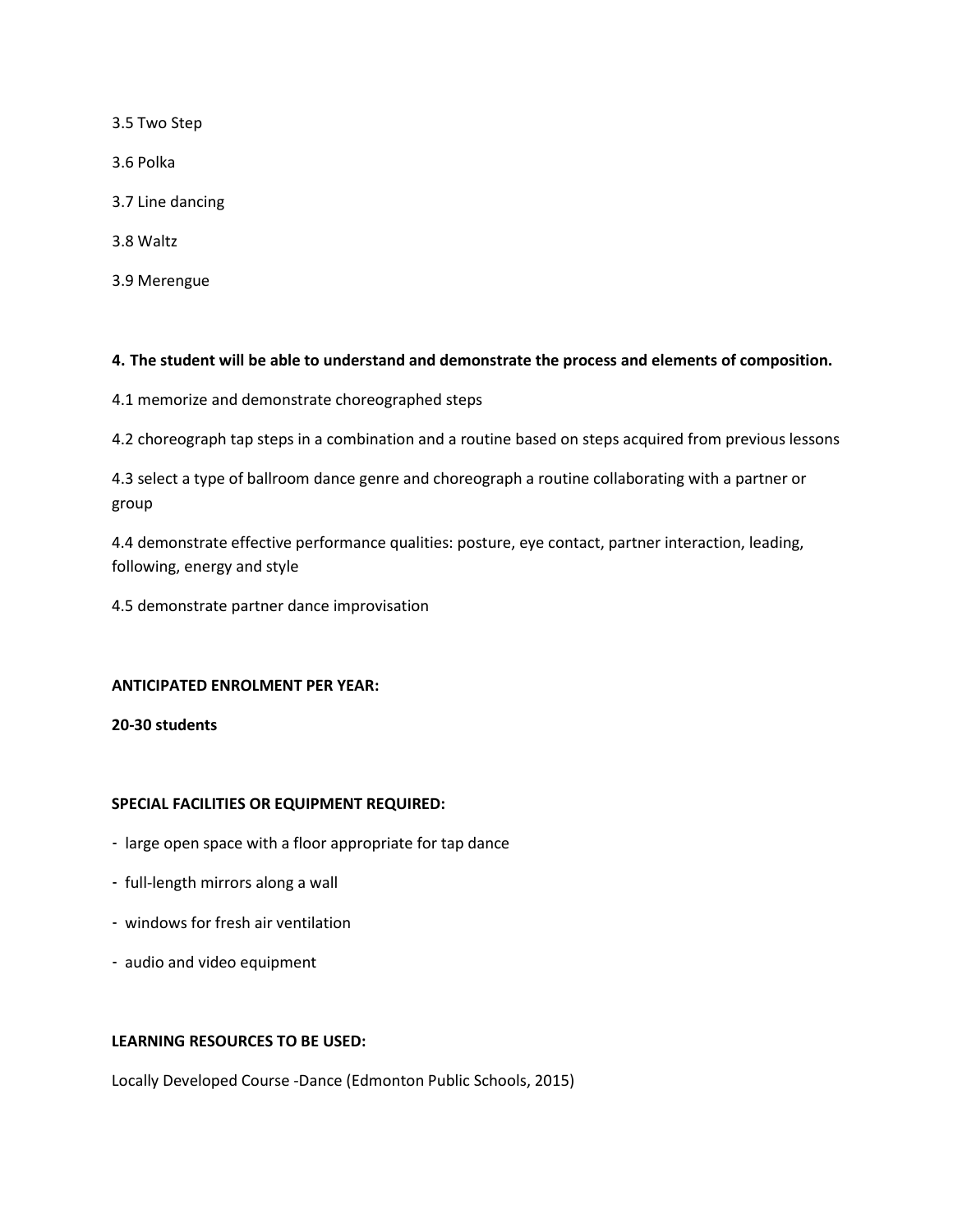3.5 Two Step

3.6 Polka

3.7 Line dancing

3.8 Waltz

3.9 Merengue

**4. The student will be able to understand and demonstrate the process and elements of composition.**

4.1 memorize and demonstrate choreographed steps

4.2 choreograph tap steps in a combination and a routine based on steps acquired from previous lessons

4.3 select a type of ballroom dance genre and choreograph a routine collaborating with a partner or group

4.4 demonstrate effective performance qualities: posture, eye contact, partner interaction, leading, following, energy and style

4.5 demonstrate partner dance improvisation

**ANTICIPATED ENROLMENT PER YEAR:**

**20-30 students**

**SPECIAL FACILITIES OR EQUIPMENT REQUIRED:**

- large open space with a floor appropriate for tap dance
- full-length mirrors along a wall
- windows for fresh air ventilation
- audio and video equipment

**LEARNING RESOURCES TO BE USED:**

Locally Developed Course -Dance (Edmonton Public Schools, 2015)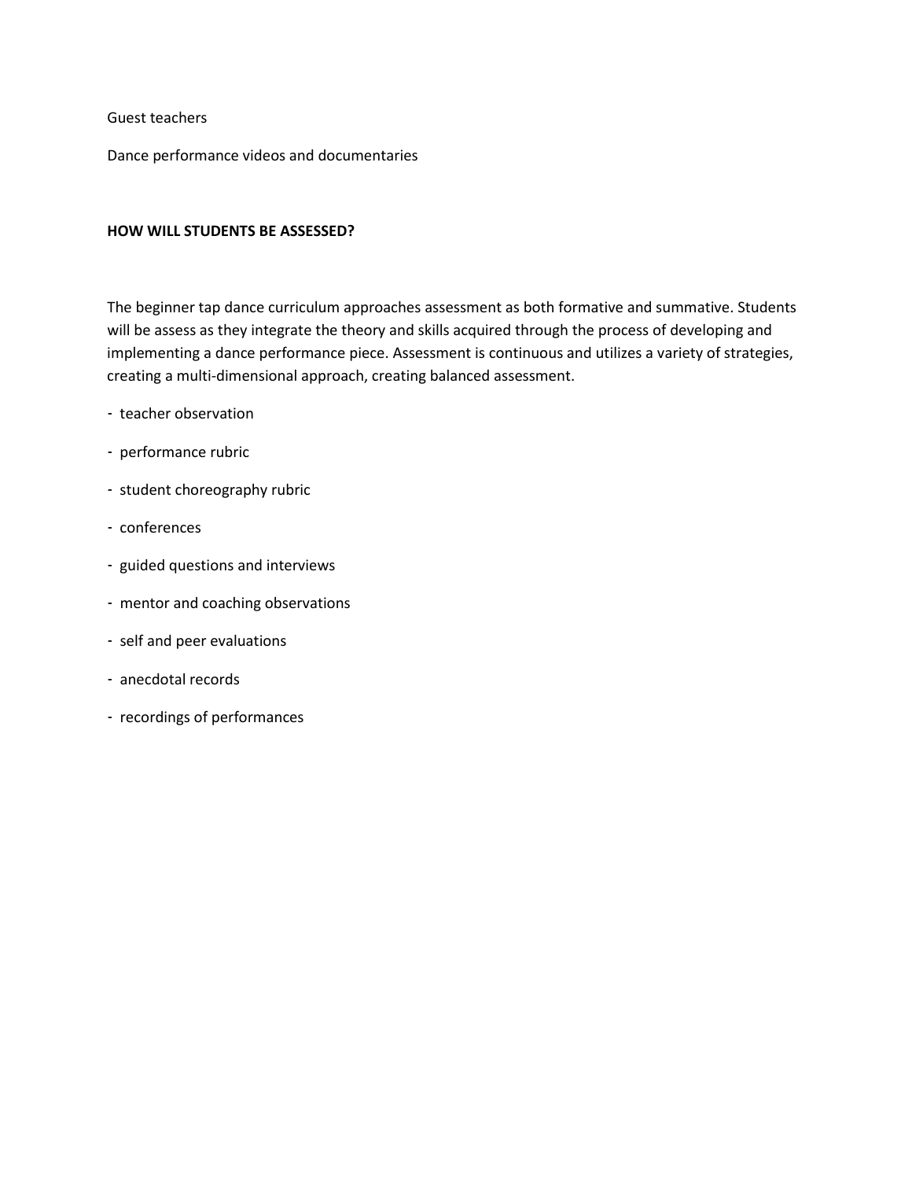Guest teachers

Dance performance videos and documentaries

**HOW WILL STUDENTS BE ASSESSED?**

The beginner tap dance curriculum approaches assessment as both formative and summative. Students will be assess as they integrate the theory and skills acquired through the process of developing and implementing a dance performance piece. Assessment is continuous and utilizes a variety of strategies, creating a multi-dimensional approach, creating balanced assessment.

- teacher observation
- performance rubric
- student choreography rubric
- conferences
- guided questions and interviews
- mentor and coaching observations
- self and peer evaluations
- anecdotal records
- recordings of performances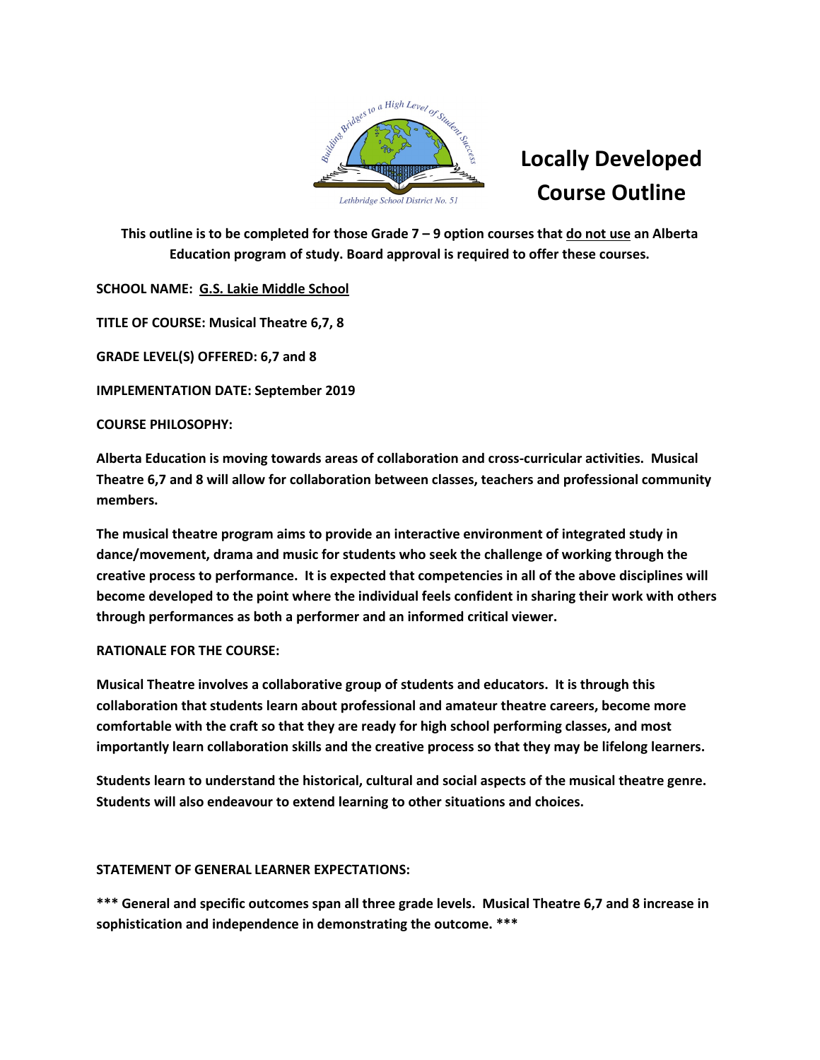# Locally Developed Course Outline

**This outline is to be completed for those Grade 7 – 9 option courses that do not use an Alberta Education program of study. Board approval is required to offer these courses.**

**SCHOOL NAME: G.S. Lakie Middle School**

**TITLE OF COURSE: Musical Theatre 6,7, 8**

**GRADE LEVEL(S) OFFERED: 6,7 and 8**

**IMPLEMENTATION DATE: September 2019**

**COURSE PHILOSOPHY:**

**Alberta Education is moving towards areas of collaboration and cross-curricular activities. Musical Theatre 6,7 and 8 will allow for collaboration between classes, teachers and professional community members.**

**The musical theatre program aims to provide an interactive environment of integrated study in dance/movement, drama and music for students who seek the challenge of working through the creative process to performance. It is expected that competencies in all of the above disciplines will become developed to the point where the individual feels confident in sharing their work with others through performances as both a performer and an informed critical viewer.**

**RATIONALE FOR THE COURSE:**

**Musical Theatre involves a collaborative group of students and educators. It is through this collaboration that students learn about professional and amateur theatre careers, become more comfortable with the craft so that they are ready for high school performing classes, and most importantly learn collaboration skills and the creative process so that they may be lifelong learners.**

**Students learn to understand the historical, cultural and social aspects of the musical theatre genre. Students will also endeavour to extend learning to other situations and choices.**

**STATEMENT OF GENERAL LEARNER EXPECTATIONS:**

**\*\*\* General and specific outcomes span all three grade levels. Musical Theatre 6,7 and 8 increase in sophistication and independence in demonstrating the outcome. \*\*\***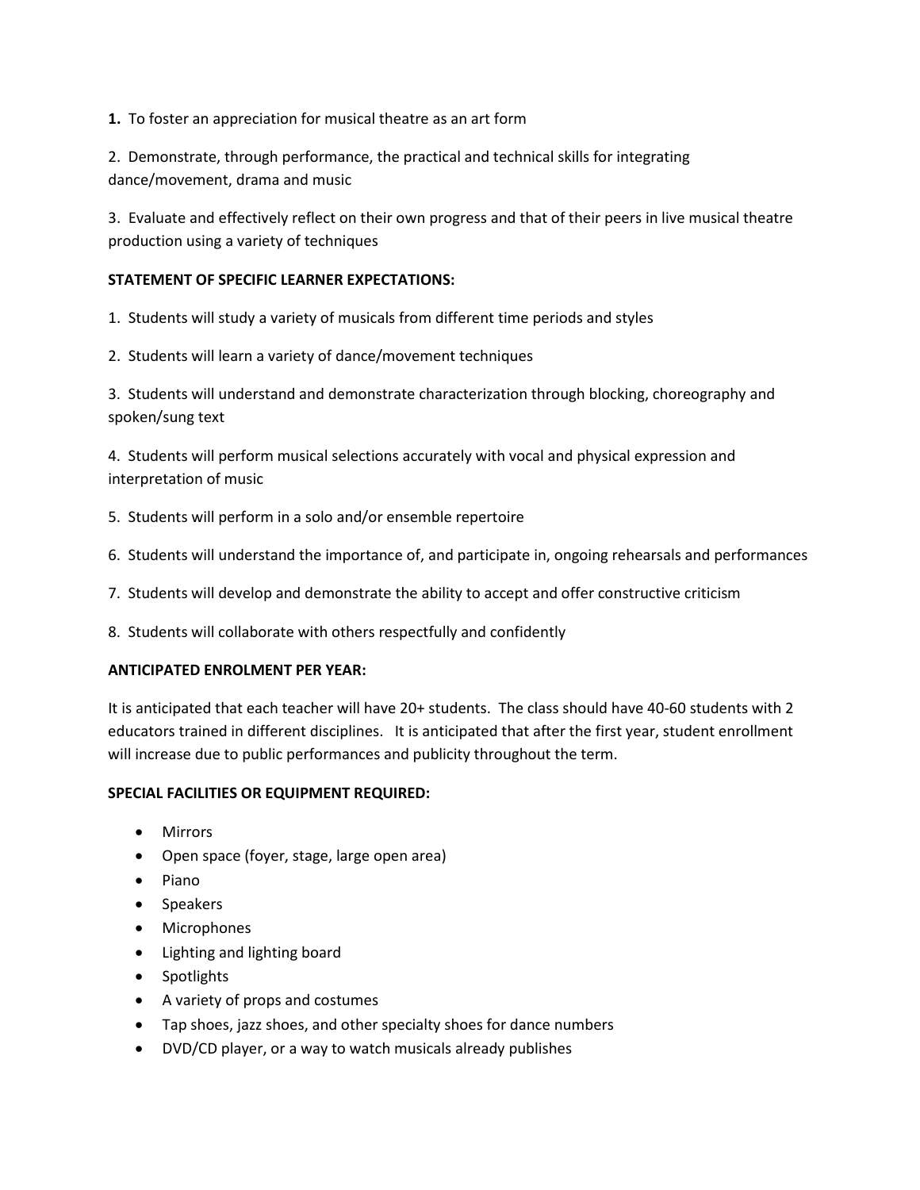**1.** To foster an appreciation for musical theatre as an art form

2. Demonstrate, through performance, the practical and technical skills for integrating dance/movement, drama and music

3. Evaluate and effectively reflect on their own progress and that of their peers in live musical theatre production using a variety of techniques

**STATEMENT OF SPECIFIC LEARNER EXPECTATIONS:**

1. Students will study a variety of musicals from different time periods and styles

2. Students will learn a variety of dance/movement techniques

3. Students will understand and demonstrate characterization through blocking, choreography and spoken/sung text

4. Students will perform musical selections accurately with vocal and physical expression and interpretation of music

5. Students will perform in a solo and/or ensemble repertoire

6. Students will understand the importance of, and participate in, ongoing rehearsals and performances

7. Students will develop and demonstrate the ability to accept and offer constructive criticism

8. Students will collaborate with others respectfully and confidently

**ANTICIPATED ENROLMENT PER YEAR:**

It is anticipated that each teacher will have 20+ students. The class should have 40-60 students with 2 educators trained in different disciplines. It is anticipated that after the first year, student enrollment will increase due to public performances and publicity throughout the term.

**SPECIAL FACILITIES OR EQUIPMENT REQUIRED:**

- Mirrors
- Open space (foyer, stage, large open area)
- Piano
- Speakers
- Microphones
- Lighting and lighting board
- Spotlights
- A variety of props and costumes
- Tap shoes, jazz shoes, and other specialty shoes for dance numbers
- DVD/CD player, or a way to watch musicals already publishes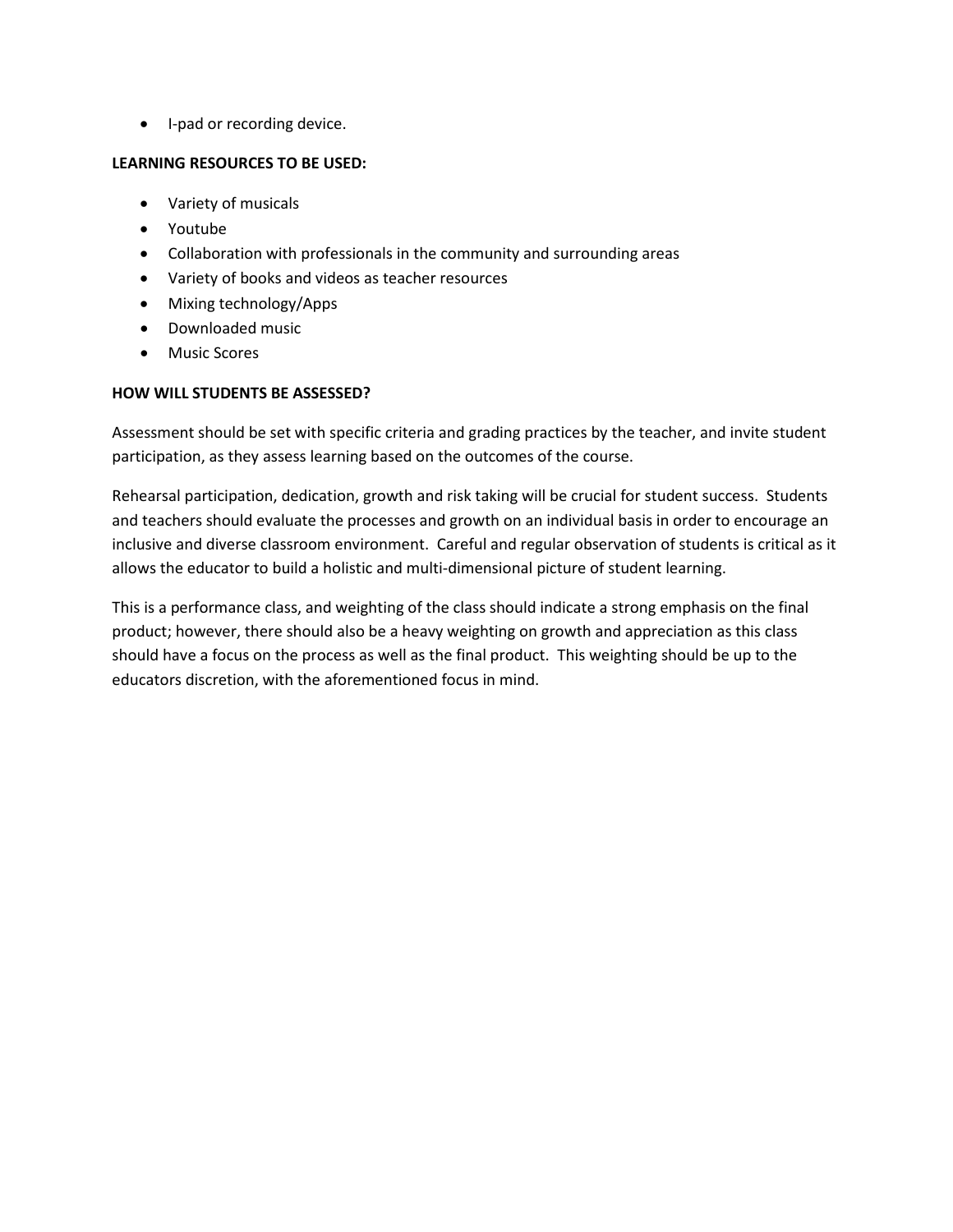- I-pad or recording device.

**LEARNING RESOURCES TO BE USED:**

- Variety of musicals
- Youtube
- Collaboration with professionals in the community and surrounding areas
- Variety of books and videos as teacher resources
- Mixing technology/Apps
- Downloaded music
- Music Scores

**HOW WILL STUDENTS BE ASSESSED?**

Assessment should be set with specific criteria and grading practices by the teacher, and invite student participation, as they assess learning based on the outcomes of the course.

Rehearsal participation, dedication, growth and risk taking will be crucial for student success. Students and teachers should evaluate the processes and growth on an individual basis in order to encourage an inclusive and diverse classroom environment. Careful and regular observation of students is critical as it allows the educator to build a holistic and multi-dimensional picture of student learning.

This is a performance class, and weighting of the class should indicate a strong emphasis on the final product; however, there should also be a heavy weighting on growth and appreciation as this class should have a focus on the process as well as the final product. This weighting should be up to the educators discretion, with the aforementioned focus in mind.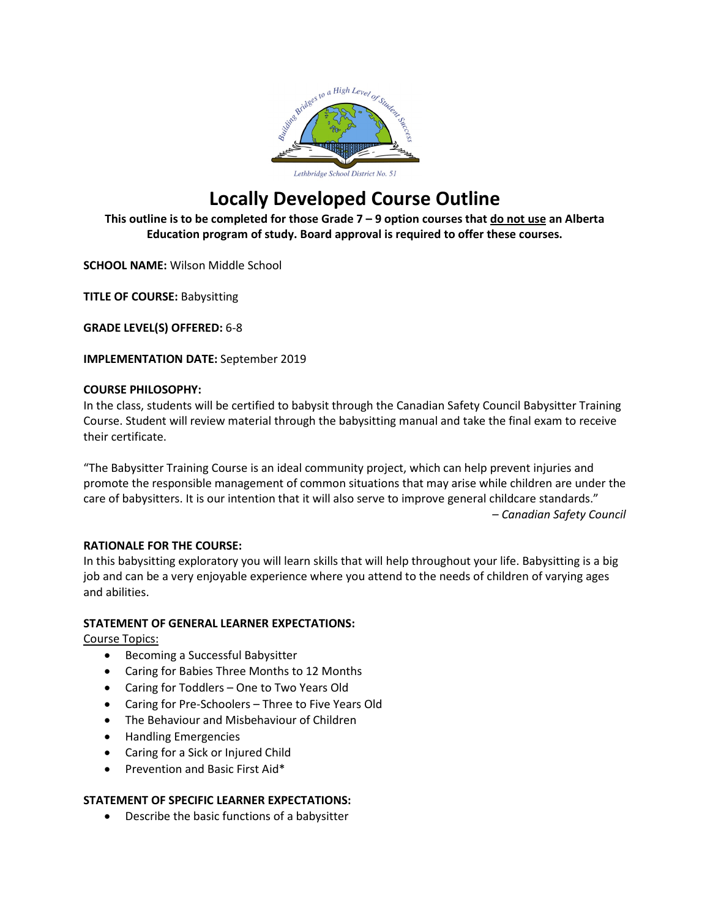# Locally Developed Course Outline

**This outline is to be completed for those Grade 7 – 9 option courses that do not use an Alberta Education program of study. Board approval is required to offer these courses.**

**SCHOOL NAME:** Wilson Middle School

**TITLE OF COURSE:** Babysitting

**GRADE LEVEL(S) OFFERED:** 6-8

**IMPLEMENTATION DATE:** September 2019

**COURSE PHILOSOPHY:**

In the class, students will be certified to babysit through the Canadian Safety Council Babysitter Training Course. Student will review material through the babysitting manual and take the final exam to receive their certificate.

"The Babysitter Training Course is an ideal community project, which can help prevent injuries and promote the responsible management of common situations that may arise while children are under the care of babysitters. It is our intention that it will also serve to improve general childcare standards."

*– Canadian Safety Council*

**RATIONALE FOR THE COURSE:**

In this babysitting exploratory you will learn skills that will help throughout your life. Babysitting is a big job and can be a very enjoyable experience where you attend to the needs of children of varying ages and abilities.

**STATEMENT OF GENERAL LEARNER EXPECTATIONS:**

Course Topics:

- Becoming a Successful Babysitter
- Caring for Babies Three Months to 12 Months
- Caring for Toddlers – One to Two Years Old
- Caring for Pre-Schoolers – Three to Five Years Old
- The Behaviour and Misbehaviour of Children
- Handling Emergencies
- Caring for a Sick or Injured Child
- Prevention and Basic First Aid*

**STATEMENT OF SPECIFIC LEARNER EXPECTATIONS:**

- Describe the basic functions of a babysitter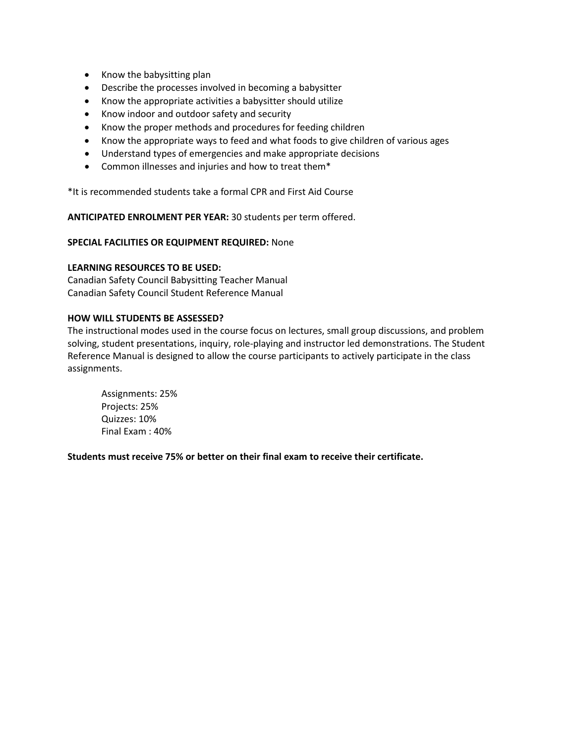- Know the babysitting plan
- Describe the processes involved in becoming a babysitter
- Know the appropriate activities a babysitter should utilize
- Know indoor and outdoor safety and security
- Know the proper methods and procedures for feeding children
- Know the appropriate ways to feed and what foods to give children of various ages
- Understand types of emergencies and make appropriate decisions
- Common illnesses and injuries and how to treat them*

*It is recommended students take a formal CPR and First Aid Course

**ANTICIPATED ENROLMENT PER YEAR:** 30 students per term offered.

**SPECIAL FACILITIES OR EQUIPMENT REQUIRED:** None

**LEARNING RESOURCES TO BE USED:**
Canadian Safety Council Babysitting Teacher Manual
Canadian Safety Council Student Reference Manual

**HOW WILL STUDENTS BE ASSESSED?**
The instructional modes used in the course focus on lectures, small group discussions, and problem solving, student presentations, inquiry, role-playing and instructor led demonstrations. The Student Reference Manual is designed to allow the course participants to actively participate in the class assignments.

Assignments: 25%
Projects: 25%
Quizzes: 10%
Final Exam : 40%

**Students must receive 75% or better on their final exam to receive their certificate.**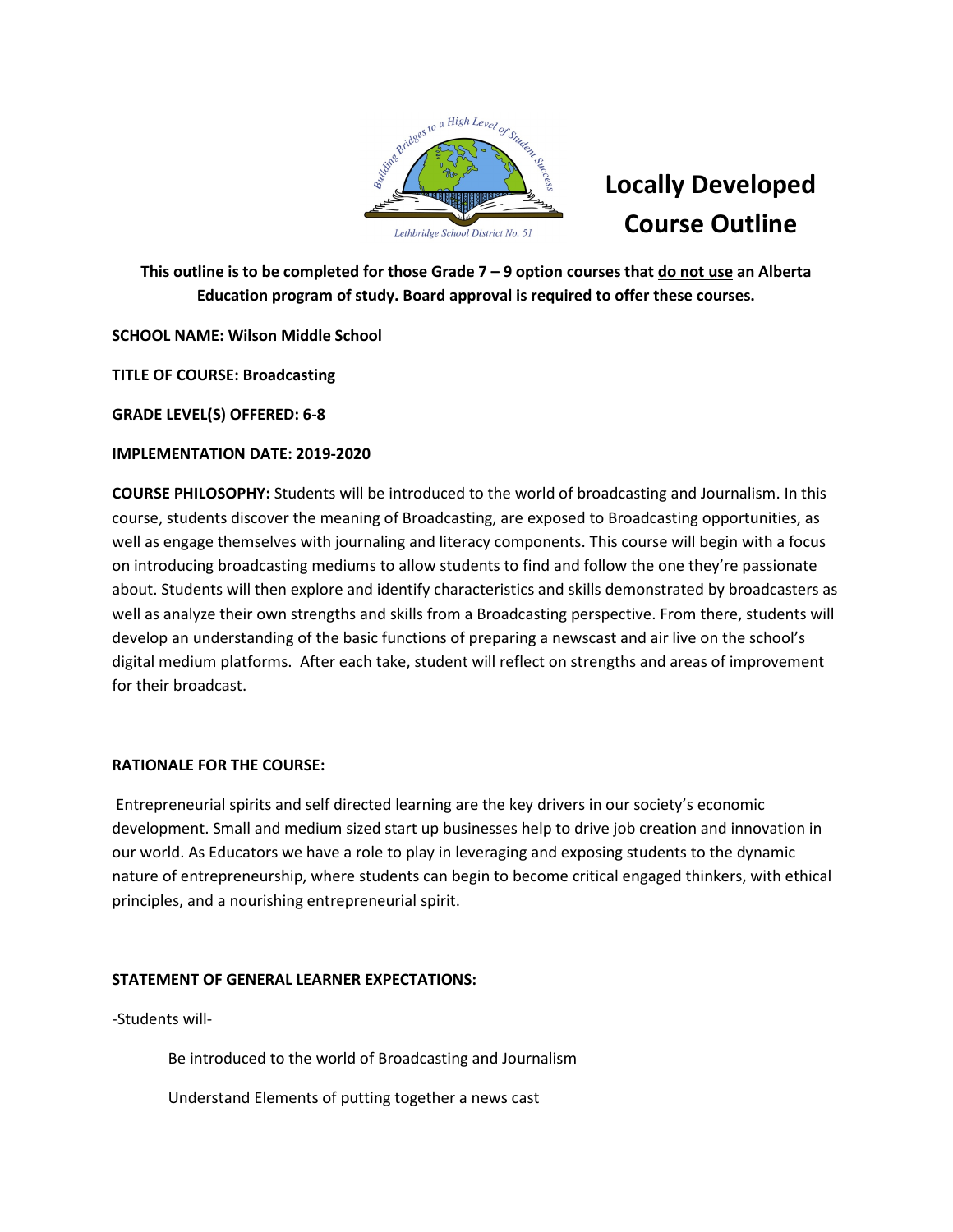# Locally Developed Course Outline

**This outline is to be completed for those Grade 7 – 9 option courses that do not use an Alberta Education program of study. Board approval is required to offer these courses.**

**SCHOOL NAME: Wilson Middle School**

**TITLE OF COURSE: Broadcasting**

**GRADE LEVEL(S) OFFERED: 6-8**

**IMPLEMENTATION DATE: 2019-2020**

**COURSE PHILOSOPHY:** Students will be introduced to the world of broadcasting and Journalism. In this course, students discover the meaning of Broadcasting, are exposed to Broadcasting opportunities, as well as engage themselves with journaling and literacy components. This course will begin with a focus on introducing broadcasting mediums to allow students to find and follow the one they're passionate about. Students will then explore and identify characteristics and skills demonstrated by broadcasters as well as analyze their own strengths and skills from a Broadcasting perspective. From there, students will develop an understanding of the basic functions of preparing a newscast and air live on the school's digital medium platforms. After each take, student will reflect on strengths and areas of improvement for their broadcast.

**RATIONALE FOR THE COURSE:**

Entrepreneurial spirits and self directed learning are the key drivers in our society's economic development. Small and medium sized start up businesses help to drive job creation and innovation in our world. As Educators we have a role to play in leveraging and exposing students to the dynamic nature of entrepreneurship, where students can begin to become critical engaged thinkers, with ethical principles, and a nourishing entrepreneurial spirit.

**STATEMENT OF GENERAL LEARNER EXPECTATIONS:**

-Students will-

Be introduced to the world of Broadcasting and Journalism

Understand Elements of putting together a news cast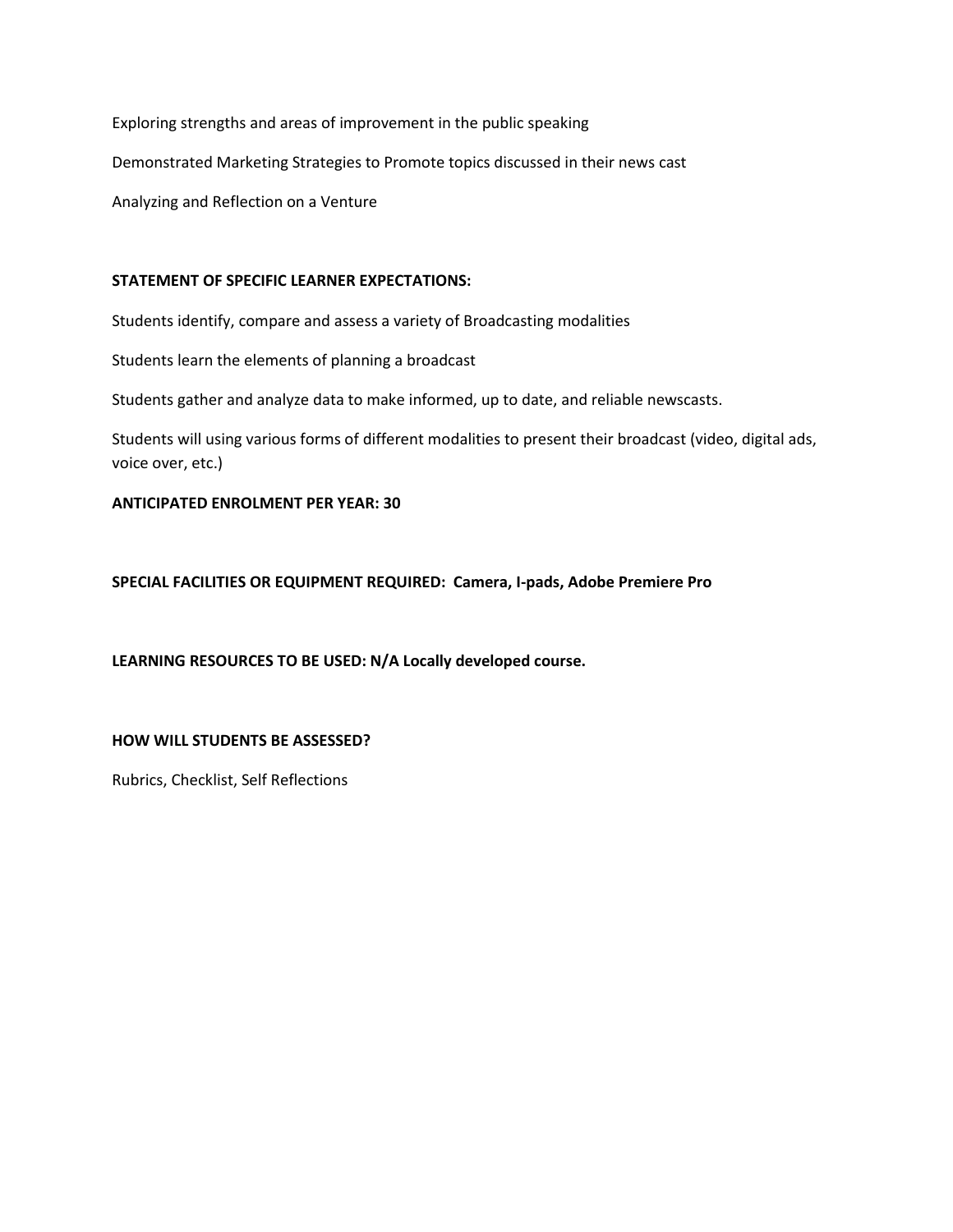Exploring strengths and areas of improvement in the public speaking

Demonstrated Marketing Strategies to Promote topics discussed in their news cast

Analyzing and Reflection on a Venture

**STATEMENT OF SPECIFIC LEARNER EXPECTATIONS:**

Students identify, compare and assess a variety of Broadcasting modalities

Students learn the elements of planning a broadcast

Students gather and analyze data to make informed, up to date, and reliable newscasts.

Students will using various forms of different modalities to present their broadcast (video, digital ads, voice over, etc.)

**ANTICIPATED ENROLMENT PER YEAR: 30**

**SPECIAL FACILITIES OR EQUIPMENT REQUIRED: Camera, I-pads, Adobe Premiere Pro**

**LEARNING RESOURCES TO BE USED: N/A Locally developed course.**

**HOW WILL STUDENTS BE ASSESSED?**

Rubrics, Checklist, Self Reflections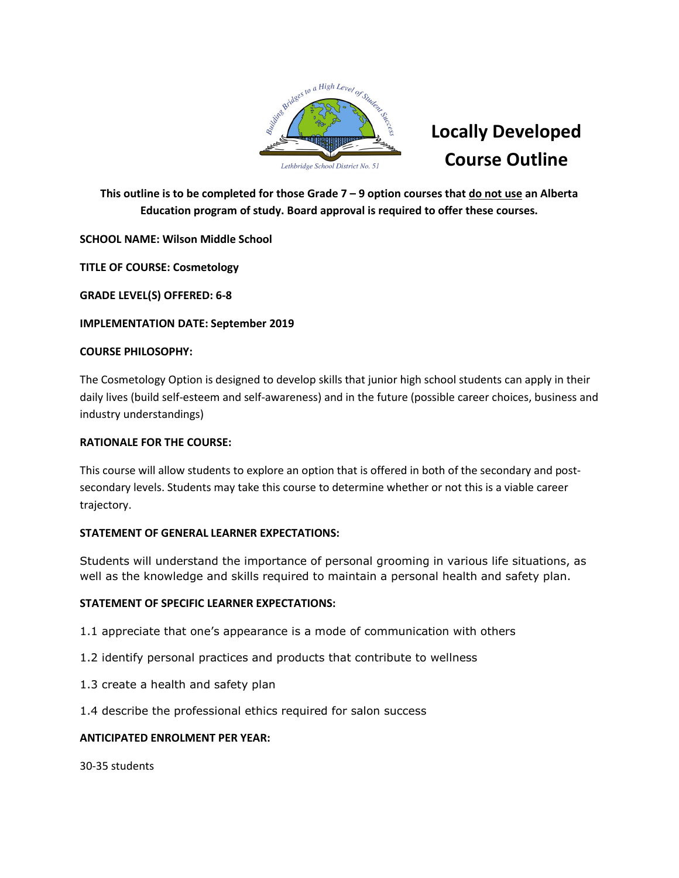# Locally Developed Course Outline

**This outline is to be completed for those Grade 7 – 9 option courses that do not use an Alberta Education program of study. Board approval is required to offer these courses.**

**SCHOOL NAME: Wilson Middle School**

**TITLE OF COURSE: Cosmetology**

**GRADE LEVEL(S) OFFERED: 6-8**

**IMPLEMENTATION DATE: September 2019**

**COURSE PHILOSOPHY:**

The Cosmetology Option is designed to develop skills that junior high school students can apply in their daily lives (build self-esteem and self-awareness) and in the future (possible career choices, business and industry understandings)

**RATIONALE FOR THE COURSE:**

This course will allow students to explore an option that is offered in both of the secondary and post-secondary levels. Students may take this course to determine whether or not this is a viable career trajectory.

**STATEMENT OF GENERAL LEARNER EXPECTATIONS:**

Students will understand the importance of personal grooming in various life situations, as well as the knowledge and skills required to maintain a personal health and safety plan.

**STATEMENT OF SPECIFIC LEARNER EXPECTATIONS:**

1.1 appreciate that one's appearance is a mode of communication with others

1.2 identify personal practices and products that contribute to wellness

1.3 create a health and safety plan

1.4 describe the professional ethics required for salon success

**ANTICIPATED ENROLMENT PER YEAR:**

30-35 students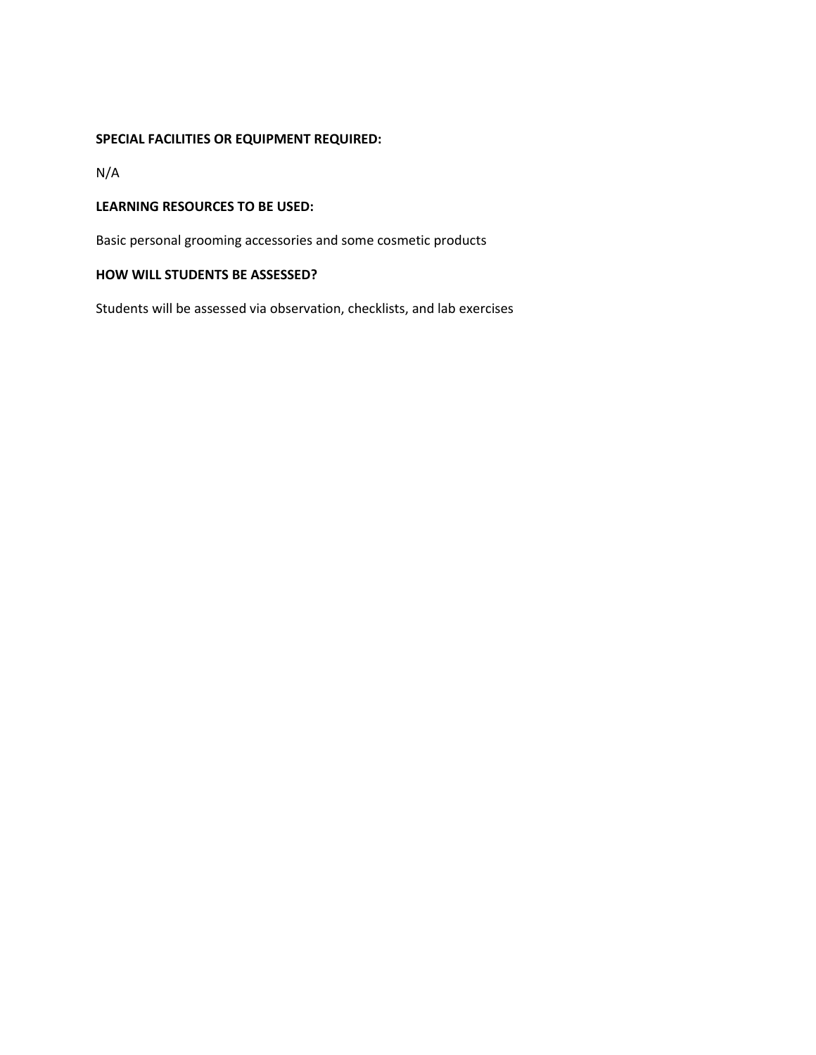**SPECIAL FACILITIES OR EQUIPMENT REQUIRED:**

N/A

**LEARNING RESOURCES TO BE USED:**

Basic personal grooming accessories and some cosmetic products

**HOW WILL STUDENTS BE ASSESSED?**

Students will be assessed via observation, checklists, and lab exercises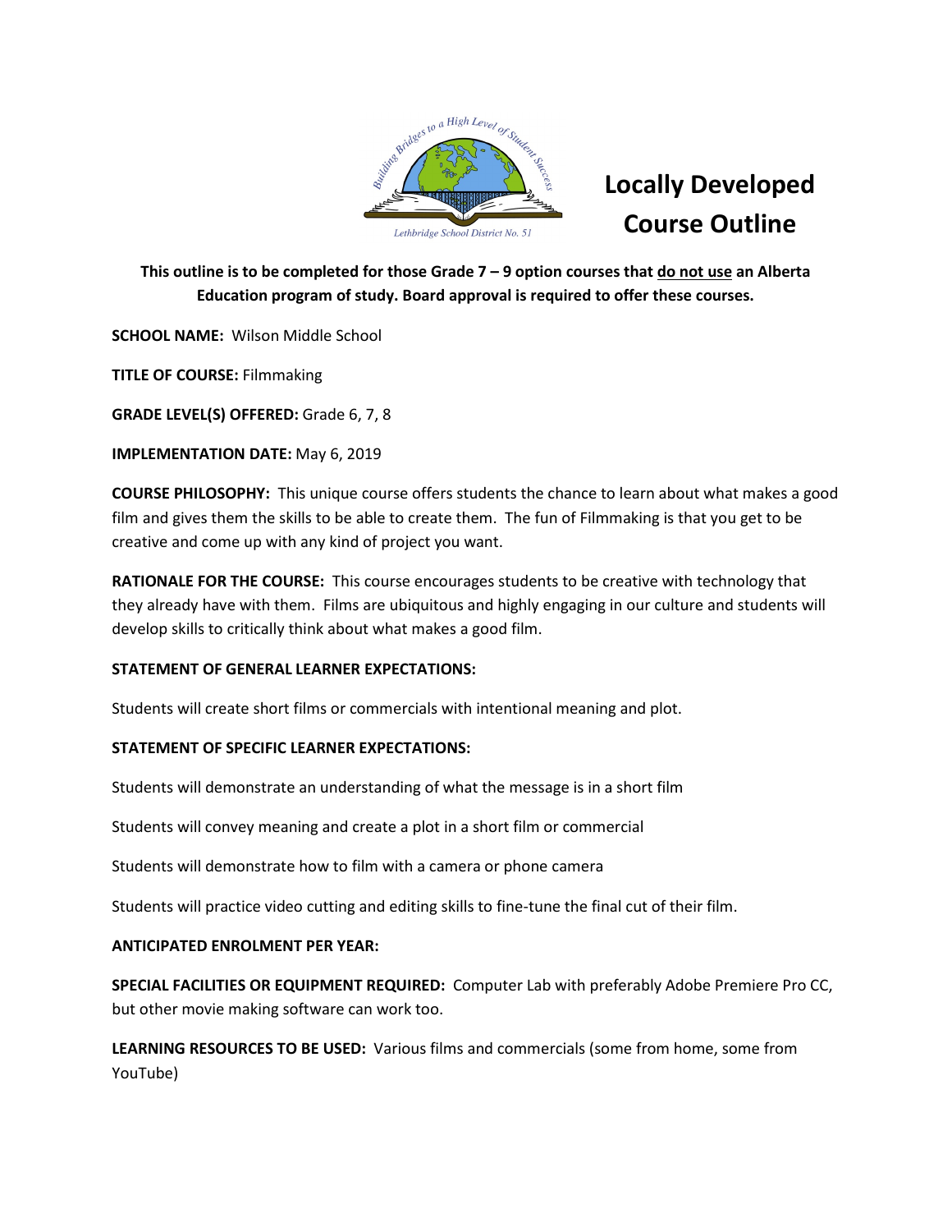# Locally Developed Course Outline

**This outline is to be completed for those Grade 7 – 9 option courses that do not use an Alberta Education program of study. Board approval is required to offer these courses.**

**SCHOOL NAME:** Wilson Middle School

**TITLE OF COURSE:** Filmmaking

**GRADE LEVEL(S) OFFERED:** Grade 6, 7, 8

**IMPLEMENTATION DATE:** May 6, 2019

**COURSE PHILOSOPHY:** This unique course offers students the chance to learn about what makes a good film and gives them the skills to be able to create them. The fun of Filmmaking is that you get to be creative and come up with any kind of project you want.

**RATIONALE FOR THE COURSE:** This course encourages students to be creative with technology that they already have with them. Films are ubiquitous and highly engaging in our culture and students will develop skills to critically think about what makes a good film.

**STATEMENT OF GENERAL LEARNER EXPECTATIONS:**

Students will create short films or commercials with intentional meaning and plot.

**STATEMENT OF SPECIFIC LEARNER EXPECTATIONS:**

Students will demonstrate an understanding of what the message is in a short film

Students will convey meaning and create a plot in a short film or commercial

Students will demonstrate how to film with a camera or phone camera

Students will practice video cutting and editing skills to fine-tune the final cut of their film.

**ANTICIPATED ENROLMENT PER YEAR:**

**SPECIAL FACILITIES OR EQUIPMENT REQUIRED:** Computer Lab with preferably Adobe Premiere Pro CC, but other movie making software can work too.

**LEARNING RESOURCES TO BE USED:** Various films and commercials (some from home, some from YouTube)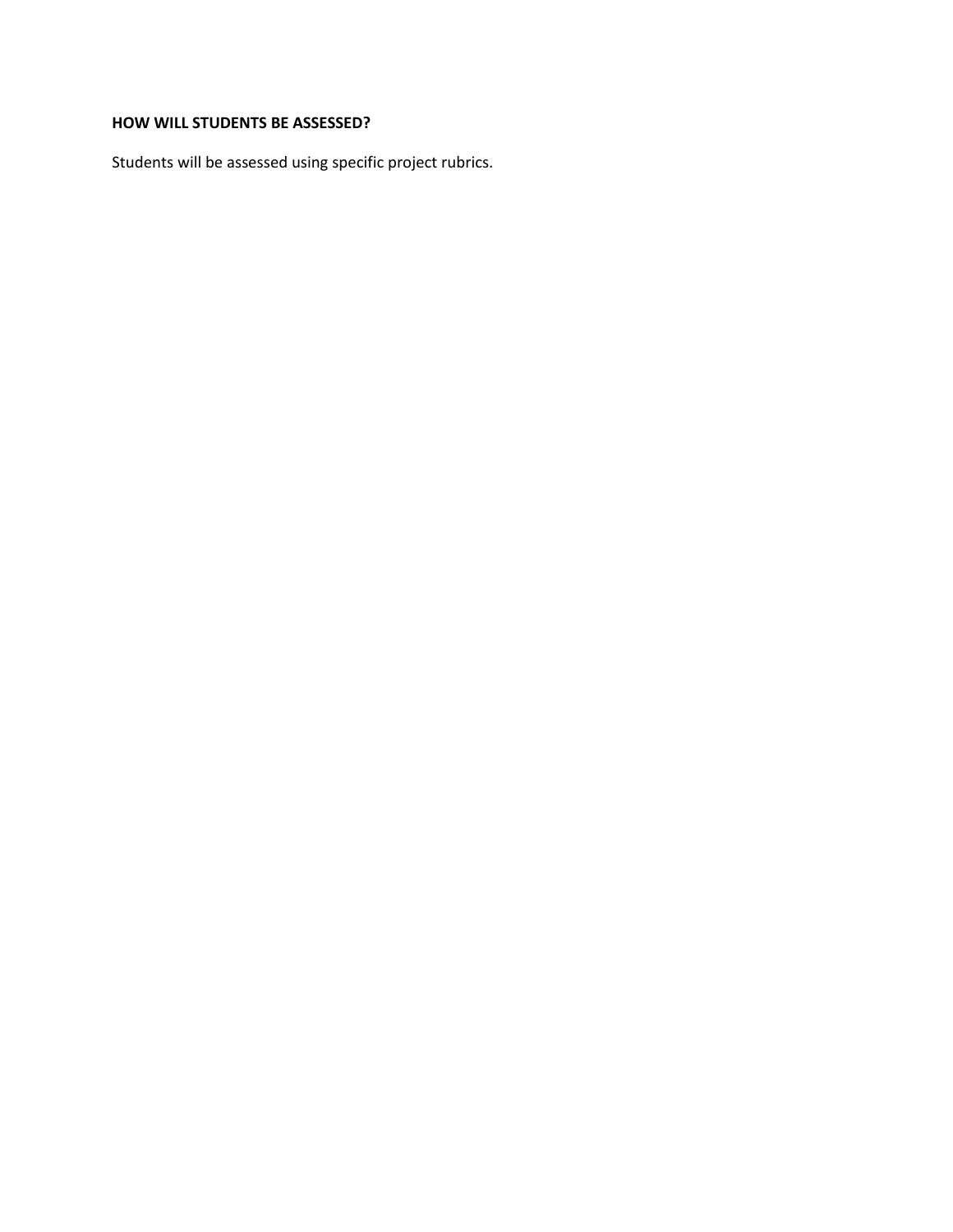**HOW WILL STUDENTS BE ASSESSED?**

Students will be assessed using specific project rubrics.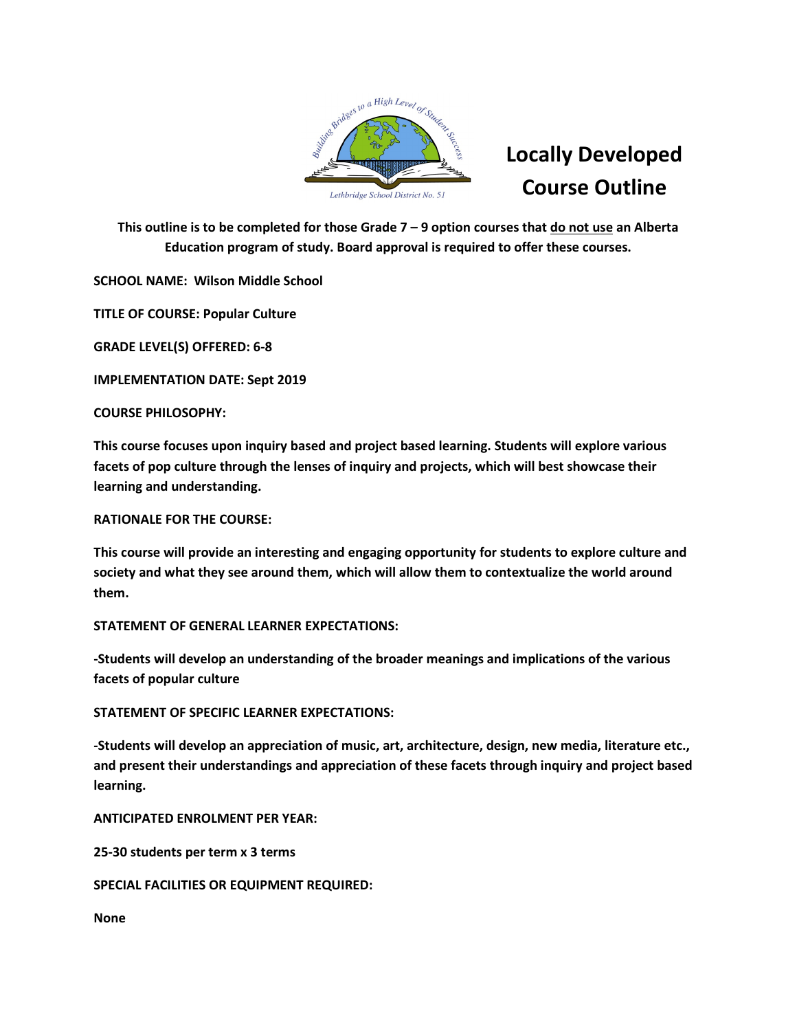# Locally Developed Course Outline

**This outline is to be completed for those Grade 7 – 9 option courses that do not use an Alberta Education program of study. Board approval is required to offer these courses.**

**SCHOOL NAME: Wilson Middle School**

**TITLE OF COURSE: Popular Culture**

**GRADE LEVEL(S) OFFERED: 6-8**

**IMPLEMENTATION DATE: Sept 2019**

**COURSE PHILOSOPHY:**

**This course focuses upon inquiry based and project based learning. Students will explore various facets of pop culture through the lenses of inquiry and projects, which will best showcase their learning and understanding.**

**RATIONALE FOR THE COURSE:**

**This course will provide an interesting and engaging opportunity for students to explore culture and society and what they see around them, which will allow them to contextualize the world around them.**

**STATEMENT OF GENERAL LEARNER EXPECTATIONS:**

**-Students will develop an understanding of the broader meanings and implications of the various facets of popular culture**

**STATEMENT OF SPECIFIC LEARNER EXPECTATIONS:**

**-Students will develop an appreciation of music, art, architecture, design, new media, literature etc., and present their understandings and appreciation of these facets through inquiry and project based learning.**

**ANTICIPATED ENROLMENT PER YEAR:**

**25-30 students per term x 3 terms**

**SPECIAL FACILITIES OR EQUIPMENT REQUIRED:**

**None**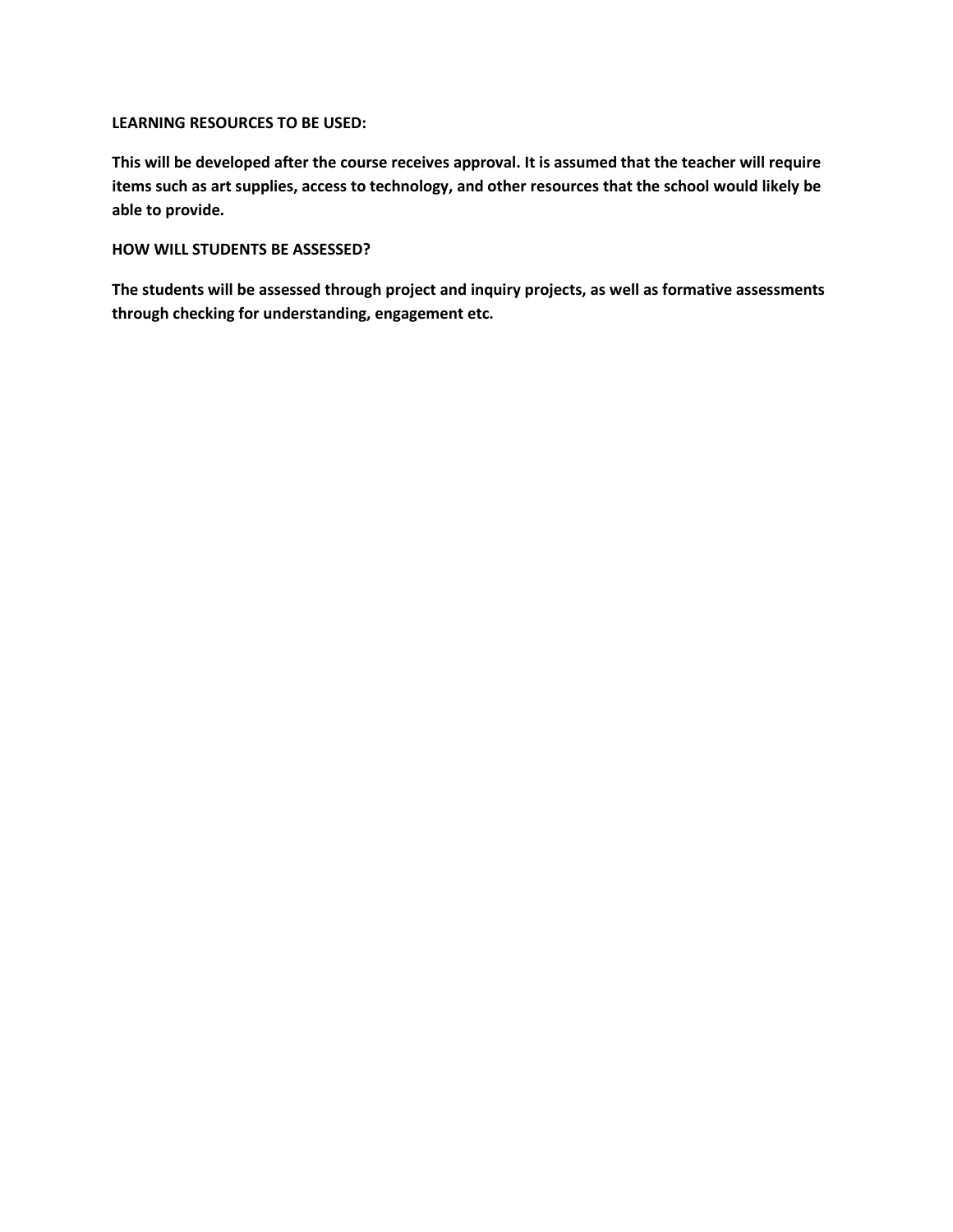**LEARNING RESOURCES TO BE USED:**

**This will be developed after the course receives approval. It is assumed that the teacher will require items such as art supplies, access to technology, and other resources that the school would likely be able to provide.**

**HOW WILL STUDENTS BE ASSESSED?**

**The students will be assessed through project and inquiry projects, as well as formative assessments through checking for understanding, engagement etc.**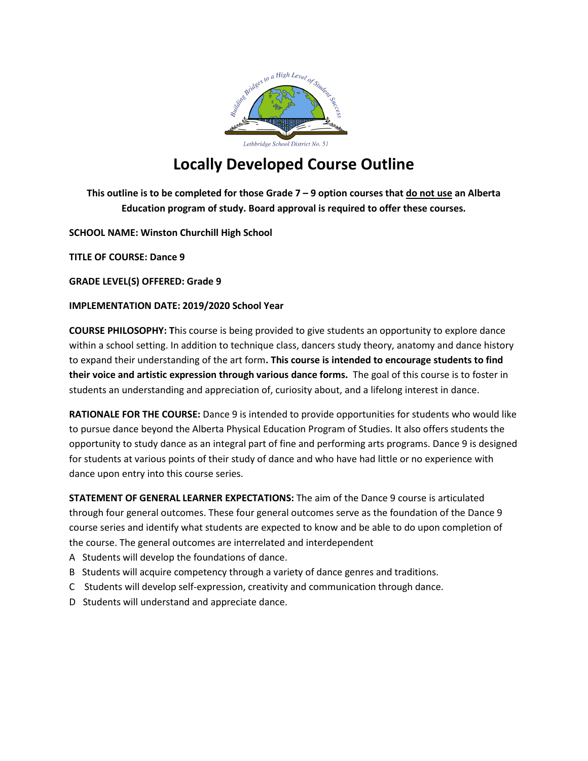# Locally Developed Course Outline

**This outline is to be completed for those Grade 7 – 9 option courses that do not use an Alberta Education program of study. Board approval is required to offer these courses.**

**SCHOOL NAME: Winston Churchill High School**

**TITLE OF COURSE: Dance 9**

**GRADE LEVEL(S) OFFERED: Grade 9**

**IMPLEMENTATION DATE: 2019/2020 School Year**

**COURSE PHILOSOPHY: T**his course is being provided to give students an opportunity to explore dance within a school setting. In addition to technique class, dancers study theory, anatomy and dance history to expand their understanding of the art form**. This course is intended to encourage students to find their voice and artistic expression through various dance forms.** The goal of this course is to foster in students an understanding and appreciation of, curiosity about, and a lifelong interest in dance.

**RATIONALE FOR THE COURSE:** Dance 9 is intended to provide opportunities for students who would like to pursue dance beyond the Alberta Physical Education Program of Studies. It also offers students the opportunity to study dance as an integral part of fine and performing arts programs. Dance 9 is designed for students at various points of their study of dance and who have had little or no experience with dance upon entry into this course series.

**STATEMENT OF GENERAL LEARNER EXPECTATIONS:** The aim of the Dance 9 course is articulated through four general outcomes. These four general outcomes serve as the foundation of the Dance 9 course series and identify what students are expected to know and be able to do upon completion of the course. The general outcomes are interrelated and interdependent

A Students will develop the foundations of dance.

B Students will acquire competency through a variety of dance genres and traditions.

C Students will develop self-expression, creativity and communication through dance.

D Students will understand and appreciate dance.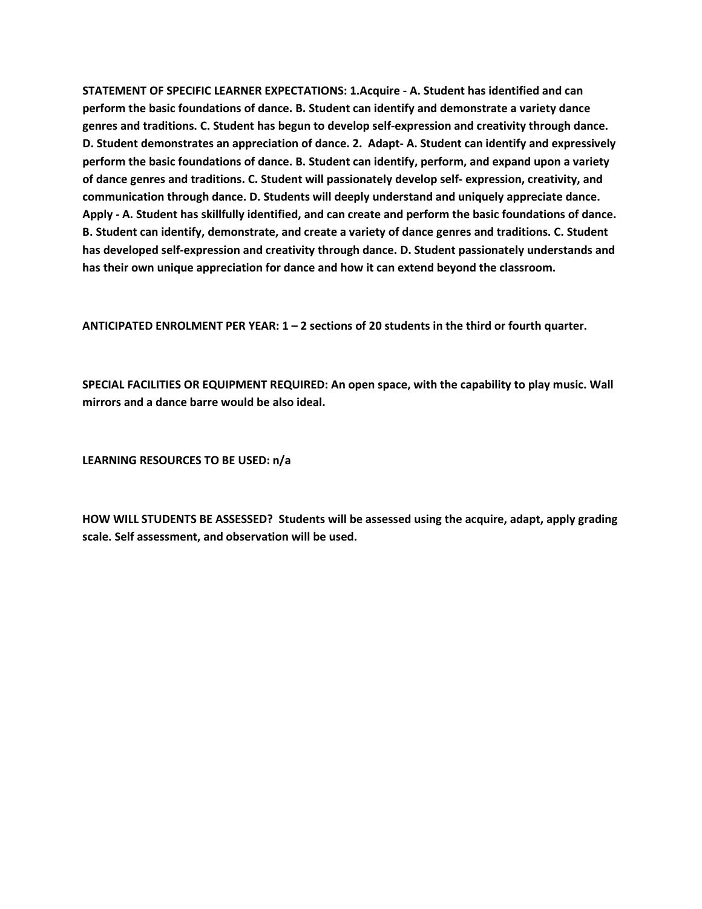**STATEMENT OF SPECIFIC LEARNER EXPECTATIONS: 1.Acquire - A. Student has identified and can perform the basic foundations of dance. B. Student can identify and demonstrate a variety dance genres and traditions. C. Student has begun to develop self-expression and creativity through dance. D. Student demonstrates an appreciation of dance. 2. Adapt- A. Student can identify and expressively perform the basic foundations of dance. B. Student can identify, perform, and expand upon a variety of dance genres and traditions. C. Student will passionately develop self- expression, creativity, and communication through dance. D. Students will deeply understand and uniquely appreciate dance. Apply - A. Student has skillfully identified, and can create and perform the basic foundations of dance. B. Student can identify, demonstrate, and create a variety of dance genres and traditions. C. Student has developed self-expression and creativity through dance. D. Student passionately understands and has their own unique appreciation for dance and how it can extend beyond the classroom.**

**ANTICIPATED ENROLMENT PER YEAR: 1 – 2 sections of 20 students in the third or fourth quarter.**

**SPECIAL FACILITIES OR EQUIPMENT REQUIRED: An open space, with the capability to play music. Wall mirrors and a dance barre would be also ideal.**

**LEARNING RESOURCES TO BE USED: n/a**

**HOW WILL STUDENTS BE ASSESSED? Students will be assessed using the acquire, adapt, apply grading scale. Self assessment, and observation will be used.**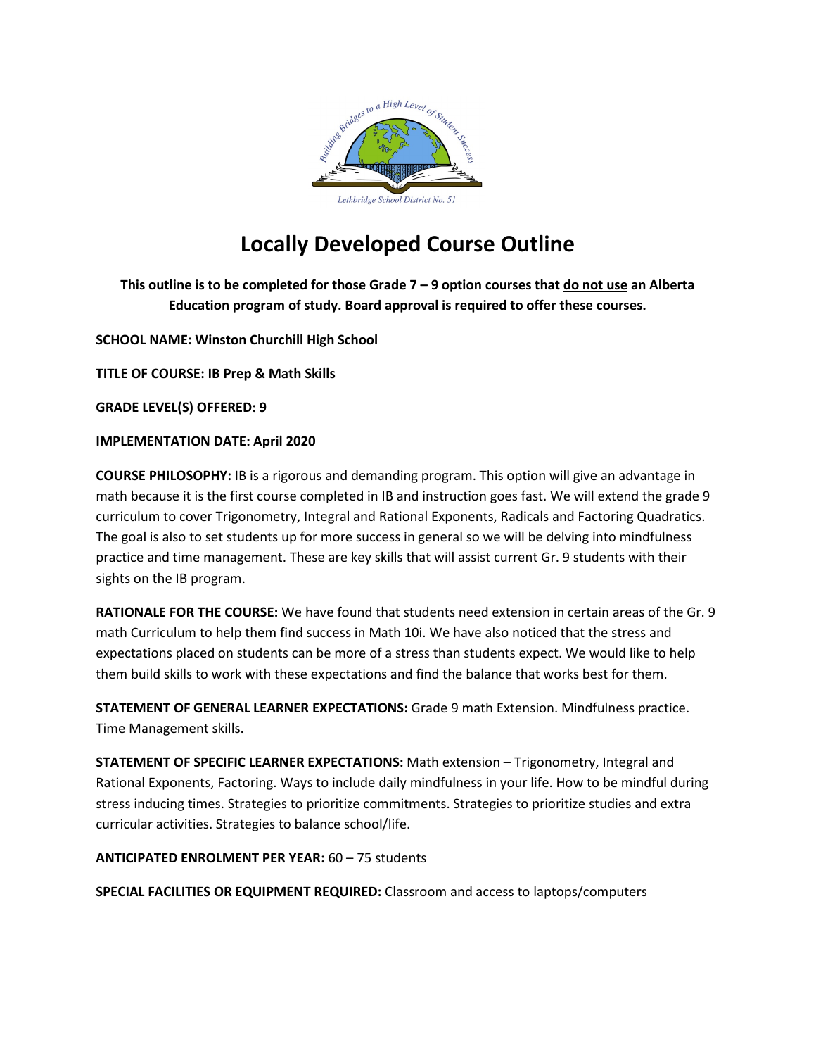# Locally Developed Course Outline

**This outline is to be completed for those Grade 7 – 9 option courses that <u>do not use</u> an Alberta Education program of study. Board approval is required to offer these courses.**

**SCHOOL NAME: Winston Churchill High School**

**TITLE OF COURSE: IB Prep & Math Skills**

**GRADE LEVEL(S) OFFERED: 9**

**IMPLEMENTATION DATE: April 2020**

**COURSE PHILOSOPHY:** IB is a rigorous and demanding program. This option will give an advantage in math because it is the first course completed in IB and instruction goes fast. We will extend the grade 9 curriculum to cover Trigonometry, Integral and Rational Exponents, Radicals and Factoring Quadratics. The goal is also to set students up for more success in general so we will be delving into mindfulness practice and time management. These are key skills that will assist current Gr. 9 students with their sights on the IB program.

**RATIONALE FOR THE COURSE:** We have found that students need extension in certain areas of the Gr. 9 math Curriculum to help them find success in Math 10i. We have also noticed that the stress and expectations placed on students can be more of a stress than students expect. We would like to help them build skills to work with these expectations and find the balance that works best for them.

**STATEMENT OF GENERAL LEARNER EXPECTATIONS:** Grade 9 math Extension. Mindfulness practice. Time Management skills.

**STATEMENT OF SPECIFIC LEARNER EXPECTATIONS:** Math extension – Trigonometry, Integral and Rational Exponents, Factoring. Ways to include daily mindfulness in your life. How to be mindful during stress inducing times. Strategies to prioritize commitments. Strategies to prioritize studies and extra curricular activities. Strategies to balance school/life.

**ANTICIPATED ENROLMENT PER YEAR:** 60 – 75 students

**SPECIAL FACILITIES OR EQUIPMENT REQUIRED:** Classroom and access to laptops/computers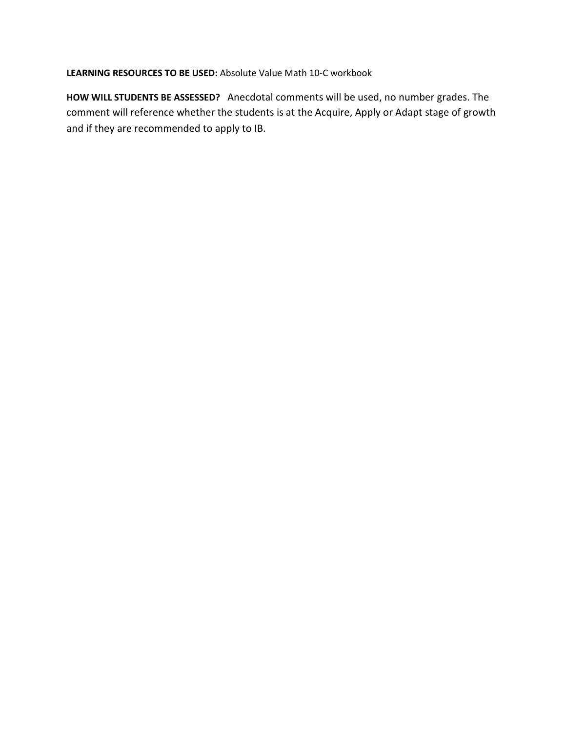**LEARNING RESOURCES TO BE USED:** Absolute Value Math 10-C workbook

**HOW WILL STUDENTS BE ASSESSED?** Anecdotal comments will be used, no number grades. The comment will reference whether the students is at the Acquire, Apply or Adapt stage of growth and if they are recommended to apply to IB.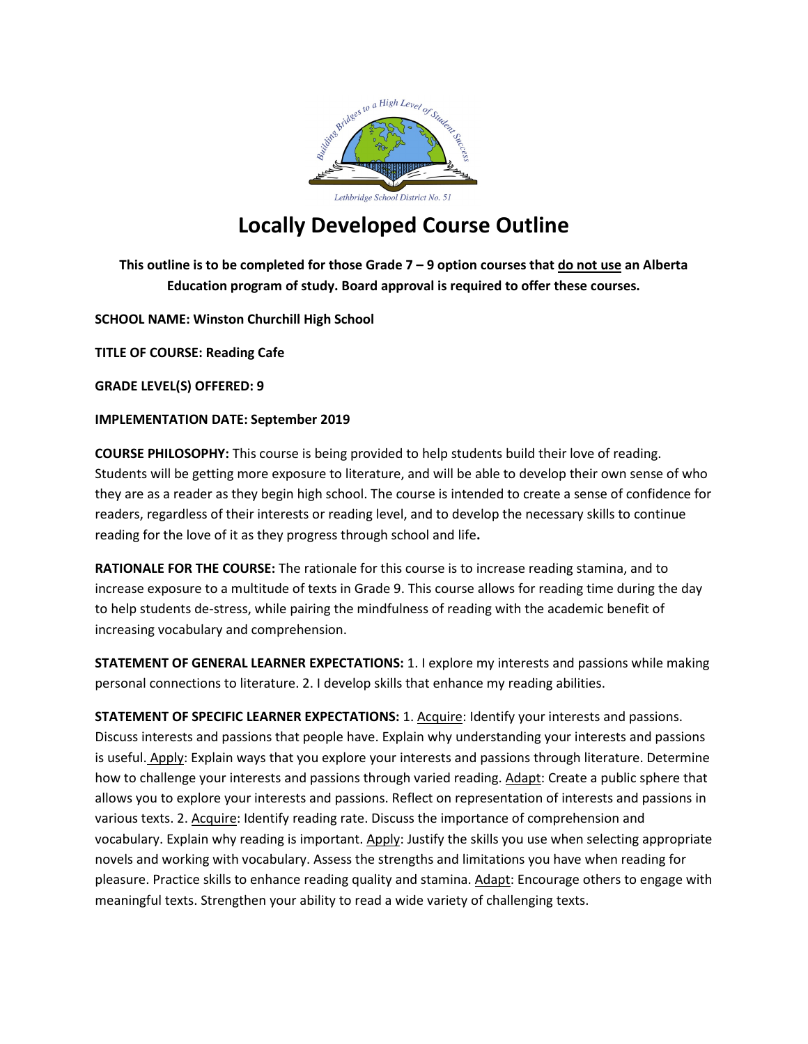# Locally Developed Course Outline

**This outline is to be completed for those Grade 7 – 9 option courses that do not use an Alberta Education program of study. Board approval is required to offer these courses.**

**SCHOOL NAME: Winston Churchill High School**

**TITLE OF COURSE: Reading Cafe**

**GRADE LEVEL(S) OFFERED: 9**

**IMPLEMENTATION DATE: September 2019**

**COURSE PHILOSOPHY:** This course is being provided to help students build their love of reading. Students will be getting more exposure to literature, and will be able to develop their own sense of who they are as a reader as they begin high school. The course is intended to create a sense of confidence for readers, regardless of their interests or reading level, and to develop the necessary skills to continue reading for the love of it as they progress through school and life**.**

**RATIONALE FOR THE COURSE:** The rationale for this course is to increase reading stamina, and to increase exposure to a multitude of texts in Grade 9. This course allows for reading time during the day to help students de-stress, while pairing the mindfulness of reading with the academic benefit of increasing vocabulary and comprehension.

**STATEMENT OF GENERAL LEARNER EXPECTATIONS:** 1. I explore my interests and passions while making personal connections to literature. 2. I develop skills that enhance my reading abilities.

**STATEMENT OF SPECIFIC LEARNER EXPECTATIONS:** 1. Acquire: Identify your interests and passions. Discuss interests and passions that people have. Explain why understanding your interests and passions is useful. Apply: Explain ways that you explore your interests and passions through literature. Determine how to challenge your interests and passions through varied reading. Adapt: Create a public sphere that allows you to explore your interests and passions. Reflect on representation of interests and passions in various texts. 2. Acquire: Identify reading rate. Discuss the importance of comprehension and vocabulary. Explain why reading is important. Apply: Justify the skills you use when selecting appropriate novels and working with vocabulary. Assess the strengths and limitations you have when reading for pleasure. Practice skills to enhance reading quality and stamina. Adapt: Encourage others to engage with meaningful texts. Strengthen your ability to read a wide variety of challenging texts.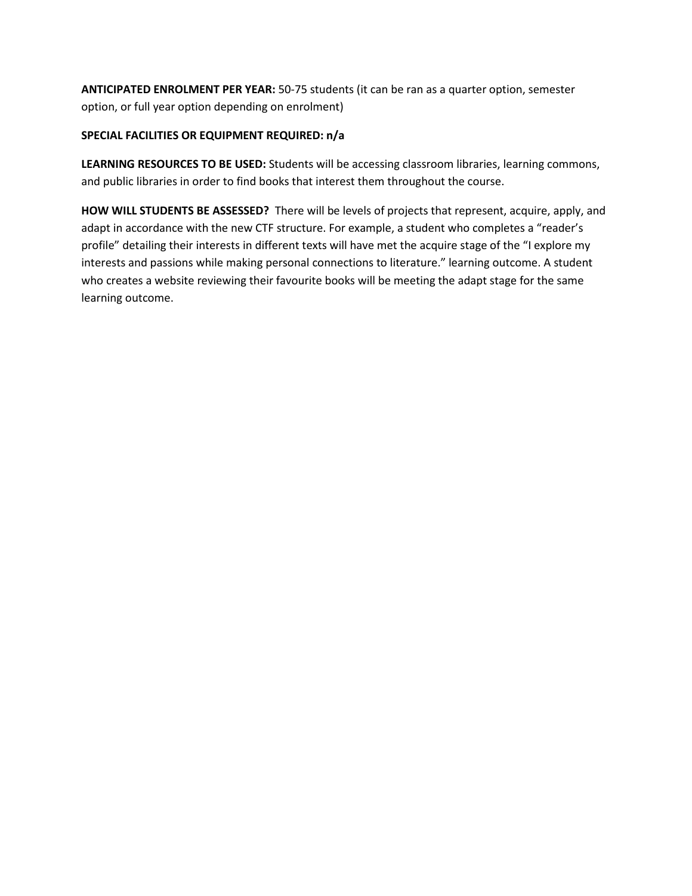**ANTICIPATED ENROLMENT PER YEAR:** 50-75 students (it can be ran as a quarter option, semester option, or full year option depending on enrolment)

**SPECIAL FACILITIES OR EQUIPMENT REQUIRED: n/a**

**LEARNING RESOURCES TO BE USED:** Students will be accessing classroom libraries, learning commons, and public libraries in order to find books that interest them throughout the course.

**HOW WILL STUDENTS BE ASSESSED?** There will be levels of projects that represent, acquire, apply, and adapt in accordance with the new CTF structure. For example, a student who completes a "reader's profile" detailing their interests in different texts will have met the acquire stage of the "I explore my interests and passions while making personal connections to literature." learning outcome. A student who creates a website reviewing their favourite books will be meeting the adapt stage for the same learning outcome.